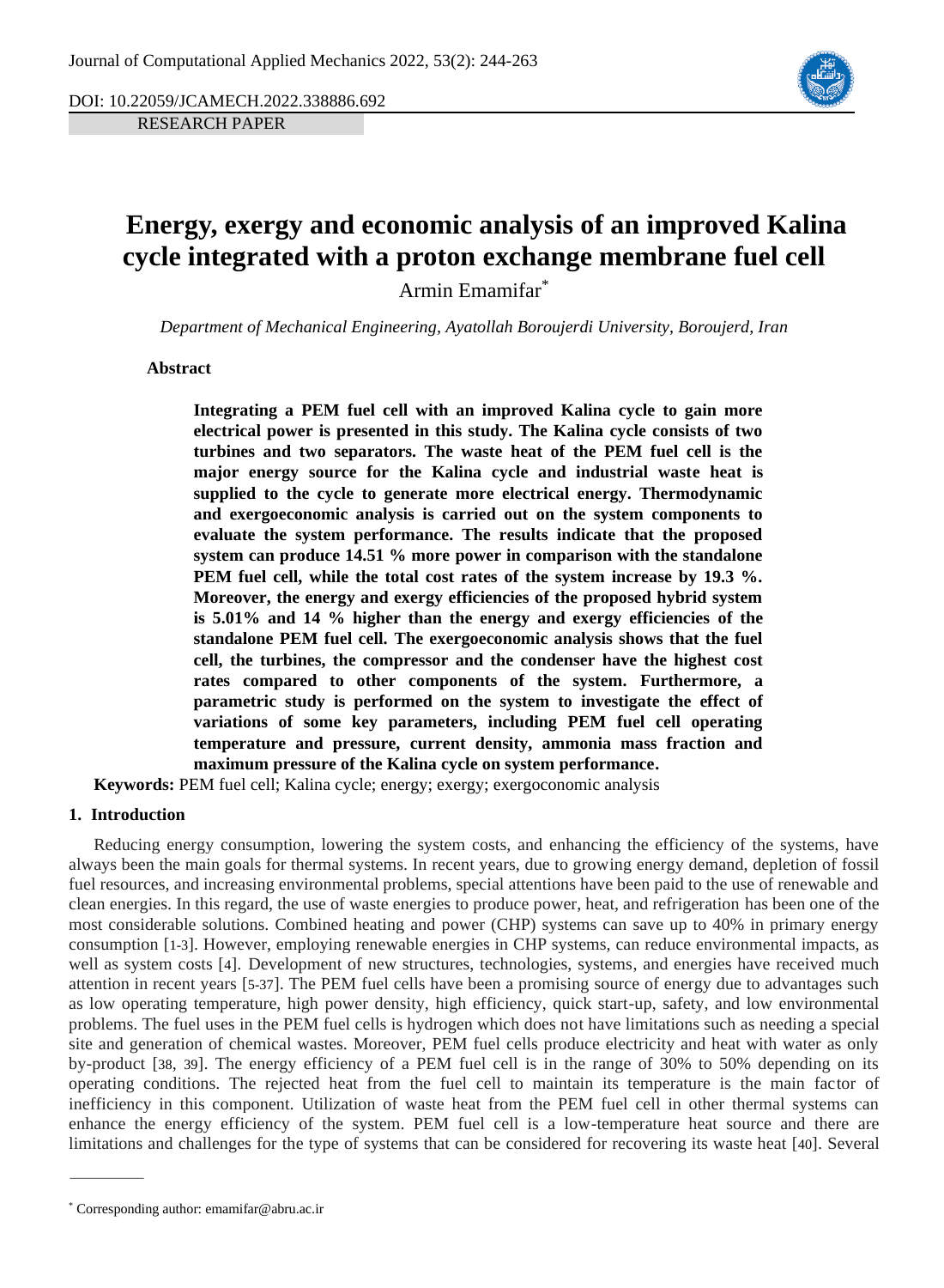RESEARCH PAPER

# Energy, exergy and economic analysis of an improved Kalina cycle integrated with a proton exchange membrane fuel cell

Armin Emamifar*

*Department of Mechanical Engineering, Ayatollah Boroujerdi University, Boroujerd, Iran*

**Abstract**

**Integrating a PEM fuel cell with an improved Kalina cycle to gain more electrical power is presented in this study. The Kalina cycle consists of two turbines and two separators. The waste heat of the PEM fuel cell is the major energy source for the Kalina cycle and industrial waste heat is supplied to the cycle to generate more electrical energy. Thermodynamic and exergoeconomic analysis is carried out on the system components to evaluate the system performance. The results indicate that the proposed system can produce 14.51 % more power in comparison with the standalone PEM fuel cell, while the total cost rates of the system increase by 19.3 %. Moreover, the energy and exergy efficiencies of the proposed hybrid system is 5.01% and 14 % higher than the energy and exergy efficiencies of the standalone PEM fuel cell. The exergoeconomic analysis shows that the fuel cell, the turbines, the compressor and the condenser have the highest cost rates compared to other components of the system. Furthermore, a parametric study is performed on the system to investigate the effect of variations of some key parameters, including PEM fuel cell operating temperature and pressure, current density, ammonia mass fraction and maximum pressure of the Kalina cycle on system performance.**

**Keywords:** PEM fuel cell; Kalina cycle; energy; exergy; exergoeconomic analysis

## 1. Introduction

Reducing energy consumption, lowering the system costs, and enhancing the efficiency of the systems, have always been the main goals for thermal systems. In recent years, due to growing energy demand, depletion of fossil fuel resources, and increasing environmental problems, special attentions have been paid to the use of renewable and clean energies. In this regard, the use of waste energies to produce power, heat, and refrigeration has been one of the most considerable solutions. Combined heating and power (CHP) systems can save up to 40% in primary energy consumption [1-3]. However, employing renewable energies in CHP systems, can reduce environmental impacts, as well as system costs [4]. Development of new structures, technologies, systems, and energies have received much attention in recent years [5-37]. The PEM fuel cells have been a promising source of energy due to advantages such as low operating temperature, high power density, high efficiency, quick start-up, safety, and low environmental problems. The fuel uses in the PEM fuel cells is hydrogen which does not have limitations such as needing a special site and generation of chemical wastes. Moreover, PEM fuel cells produce electricity and heat with water as only by-product [38, 39]. The energy efficiency of a PEM fuel cell is in the range of 30% to 50% depending on its operating conditions. The rejected heat from the fuel cell to maintain its temperature is the main factor of inefficiency in this component. Utilization of waste heat from the PEM fuel cell in other thermal systems can enhance the energy efficiency of the system. PEM fuel cell is a low-temperature heat source and there are limitations and challenges for the type of systems that can be considered for recovering its waste heat [40]. Several

* Corresponding author: emamifar@abru.ac.ir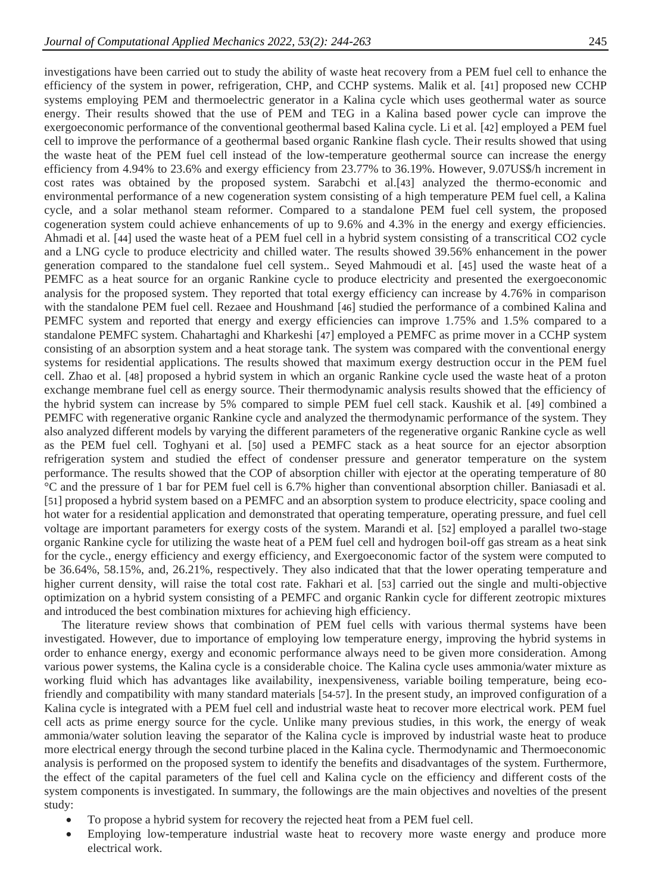investigations have been carried out to study the ability of waste heat recovery from a PEM fuel cell to enhance the efficiency of the system in power, refrigeration, CHP, and CCHP systems. Malik et al. [41] proposed new CCHP systems employing PEM and thermoelectric generator in a Kalina cycle which uses geothermal water as source energy. Their results showed that the use of PEM and TEG in a Kalina based power cycle can improve the exergoeconomic performance of the conventional geothermal based Kalina cycle. Li et al. [42] employed a PEM fuel cell to improve the performance of a geothermal based organic Rankine flash cycle. Their results showed that using the waste heat of the PEM fuel cell instead of the low-temperature geothermal source can increase the energy efficiency from 4.94% to 23.6% and exergy efficiency from 23.77% to 36.19%. However, 9.07US$/h increment in cost rates was obtained by the proposed system. Sarabchi et al.[43] analyzed the thermo-economic and environmental performance of a new cogeneration system consisting of a high temperature PEM fuel cell, a Kalina cycle, and a solar methanol steam reformer. Compared to a standalone PEM fuel cell system, the proposed cogeneration system could achieve enhancements of up to 9.6% and 4.3% in the energy and exergy efficiencies. Ahmadi et al. [44] used the waste heat of a PEM fuel cell in a hybrid system consisting of a transcritical CO2 cycle and a LNG cycle to produce electricity and chilled water. The results showed 39.56% enhancement in the power generation compared to the standalone fuel cell system.. Seyed Mahmoudi et al. [45] used the waste heat of a PEMFC as a heat source for an organic Rankine cycle to produce electricity and presented the exergoeconomic analysis for the proposed system. They reported that total exergy efficiency can increase by 4.76% in comparison with the standalone PEM fuel cell. Rezaee and Houshmand [46] studied the performance of a combined Kalina and PEMFC system and reported that energy and exergy efficiencies can improve 1.75% and 1.5% compared to a standalone PEMFC system. Chahartaghi and Kharkeshi [47] employed a PEMFC as prime mover in a CCHP system consisting of an absorption system and a heat storage tank. The system was compared with the conventional energy systems for residential applications. The results showed that maximum exergy destruction occur in the PEM fuel cell. Zhao et al. [48] proposed a hybrid system in which an organic Rankine cycle used the waste heat of a proton exchange membrane fuel cell as energy source. Their thermodynamic analysis results showed that the efficiency of the hybrid system can increase by 5% compared to simple PEM fuel cell stack. Kaushik et al. [49] combined a PEMFC with regenerative organic Rankine cycle and analyzed the thermodynamic performance of the system. They also analyzed different models by varying the different parameters of the regenerative organic Rankine cycle as well as the PEM fuel cell. Toghyani et al. [50] used a PEMFC stack as a heat source for an ejector absorption refrigeration system and studied the effect of condenser pressure and generator temperature on the system performance. The results showed that the COP of absorption chiller with ejector at the operating temperature of 80 °C and the pressure of 1 bar for PEM fuel cell is 6.7% higher than conventional absorption chiller. Baniasadi et al. [51] proposed a hybrid system based on a PEMFC and an absorption system to produce electricity, space cooling and hot water for a residential application and demonstrated that operating temperature, operating pressure, and fuel cell voltage are important parameters for exergy costs of the system. Marandi et al. [52] employed a parallel two-stage organic Rankine cycle for utilizing the waste heat of a PEM fuel cell and hydrogen boil-off gas stream as a heat sink for the cycle., energy efficiency and exergy efficiency, and Exergoeconomic factor of the system were computed to be 36.64%, 58.15%, and, 26.21%, respectively. They also indicated that that the lower operating temperature and higher current density, will raise the total cost rate. Fakhari et al. [53] carried out the single and multi-objective optimization on a hybrid system consisting of a PEMFC and organic Rankin cycle for different zeotropic mixtures and introduced the best combination mixtures for achieving high efficiency.

The literature review shows that combination of PEM fuel cells with various thermal systems have been investigated. However, due to importance of employing low temperature energy, improving the hybrid systems in order to enhance energy, exergy and economic performance always need to be given more consideration. Among various power systems, the Kalina cycle is a considerable choice. The Kalina cycle uses ammonia/water mixture as working fluid which has advantages like availability, inexpensiveness, variable boiling temperature, being eco-friendly and compatibility with many standard materials [54-57]. In the present study, an improved configuration of a Kalina cycle is integrated with a PEM fuel cell and industrial waste heat to recover more electrical work. PEM fuel cell acts as prime energy source for the cycle. Unlike many previous studies, in this work, the energy of weak ammonia/water solution leaving the separator of the Kalina cycle is improved by industrial waste heat to produce more electrical energy through the second turbine placed in the Kalina cycle. Thermodynamic and Thermoeconomic analysis is performed on the proposed system to identify the benefits and disadvantages of the system. Furthermore, the effect of the capital parameters of the fuel cell and Kalina cycle on the efficiency and different costs of the system components is investigated. In summary, the followings are the main objectives and novelties of the present study:

- To propose a hybrid system for recovery the rejected heat from a PEM fuel cell.
- Employing low-temperature industrial waste heat to recovery more waste energy and produce more electrical work.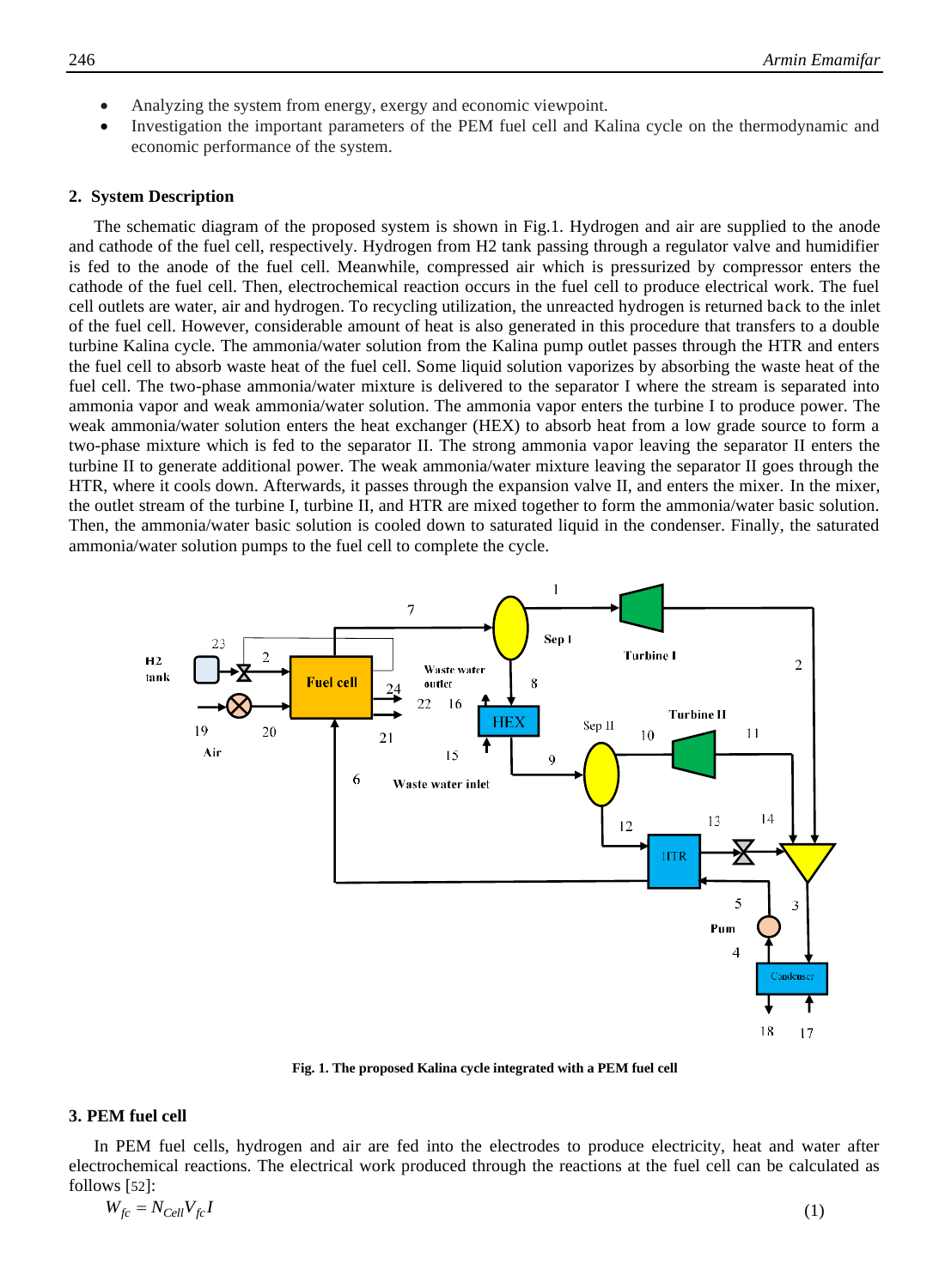- Analyzing the system from energy, exergy and economic viewpoint.
- Investigation the important parameters of the PEM fuel cell and Kalina cycle on the thermodynamic and economic performance of the system.

## 2. System Description

The schematic diagram of the proposed system is shown in Fig.1. Hydrogen and air are supplied to the anode and cathode of the fuel cell, respectively. Hydrogen from H2 tank passing through a regulator valve and humidifier is fed to the anode of the fuel cell. Meanwhile, compressed air which is pressurized by compressor enters the cathode of the fuel cell. Then, electrochemical reaction occurs in the fuel cell to produce electrical work. The fuel cell outlets are water, air and hydrogen. To recycling utilization, the unreacted hydrogen is returned back to the inlet of the fuel cell. However, considerable amount of heat is also generated in this procedure that transfers to a double turbine Kalina cycle. The ammonia/water solution from the Kalina pump outlet passes through the HTR and enters the fuel cell to absorb waste heat of the fuel cell. Some liquid solution vaporizes by absorbing the waste heat of the fuel cell. The two-phase ammonia/water mixture is delivered to the separator I where the stream is separated into ammonia vapor and weak ammonia/water solution. The ammonia vapor enters the turbine I to produce power. The weak ammonia/water solution enters the heat exchanger (HEX) to absorb heat from a low grade source to form a two-phase mixture which is fed to the separator II. The strong ammonia vapor leaving the separator II enters the turbine II to generate additional power. The weak ammonia/water mixture leaving the separator II goes through the HTR, where it cools down. Afterwards, it passes through the expansion valve II, and enters the mixer. In the mixer, the outlet stream of the turbine I, turbine II, and HTR are mixed together to form the ammonia/water basic solution. Then, the ammonia/water basic solution is cooled down to saturated liquid in the condenser. Finally, the saturated ammonia/water solution pumps to the fuel cell to complete the cycle.

**Fig. 1. The proposed Kalina cycle integrated with a PEM fuel cell**

## 3. PEM fuel cell

In PEM fuel cells, hydrogen and air are fed into the electrodes to produce electricity, heat and water after electrochemical reactions. The electrical work produced through the reactions at the fuel cell can be calculated as follows [52]:

$$W_{fc} = N_{Cell} V_{fc} I \tag{1}$$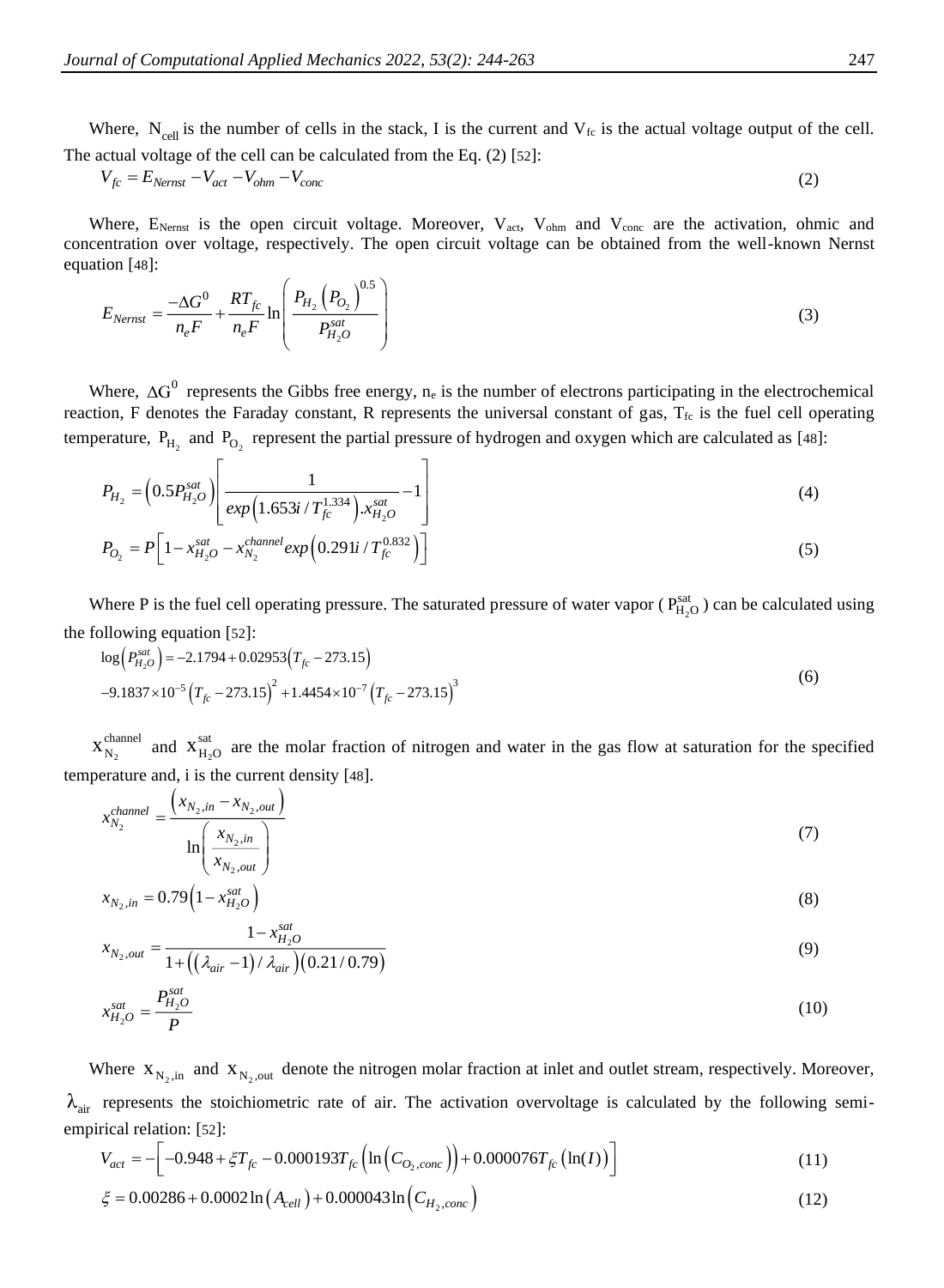Where, $N_{cell}$ is the number of cells in the stack, I is the current and $V_{fc}$ is the actual voltage output of the cell. The actual voltage of the cell can be calculated from the Eq. (2) [52]:

$$V_{fc} = E_{Nernst} - V_{act} - V_{ohm} - V_{conc} \tag{2}$$

Where, $E_{Nernst}$ is the open circuit voltage. Moreover, $V_{act}$, $V_{ohm}$ and $V_{conc}$ are the activation, ohmic and concentration over voltage, respectively. The open circuit voltage can be obtained from the well-known Nernst equation [48]:

$$E_{Nernst} = \frac{-\Delta G^0}{n_e F} + \frac{RT_{fc}}{n_e F} \ln\left(\frac{P_{H_2}\left(P_{O_2}\right)^{0.5}}{P_{H_2O}^{sat}}\right) \tag{3}$$

Where, $\Delta G^0$ represents the Gibbs free energy, $n_e$ is the number of electrons participating in the electrochemical reaction, F denotes the Faraday constant, R represents the universal constant of gas, $T_{fc}$ is the fuel cell operating temperature, $P_{H_2}$ and $P_{O_2}$ represent the partial pressure of hydrogen and oxygen which are calculated as [48]:

$$P_{H_2} = \left(0.5P_{H_2O}^{sat}\right)\left[\frac{1}{exp\left(1.653i / T_{fc}^{1.334}\right).x_{H_2O}^{sat}} - 1\right] \tag{4}$$

$$P_{O_2} = P\left[1 - x_{H_2O}^{sat} - x_{N_2}^{channel} exp\left(0.291i / T_{fc}^{0.832}\right)\right] \tag{5}$$

Where P is the fuel cell operating pressure. The saturated pressure of water vapor ($P_{H_2O}^{sat}$) can be calculated using the following equation [52]:

$$\begin{aligned}\log\left(P_{H_2O}^{sat}\right) &= -2.1794 + 0.02953\left(T_{fc} - 273.15\right) \\ &-9.1837\times10^{-5}\left(T_{fc} - 273.15\right)^2 + 1.4454\times10^{-7}\left(T_{fc} - 273.15\right)^3\end{aligned} \tag{6}$$

$x_{N_2}^{channel}$ and $x_{H_2O}^{sat}$ are the molar fraction of nitrogen and water in the gas flow at saturation for the specified temperature and, i is the current density [48].

$$x_{N_2}^{channel} = \frac{\left(x_{N_2,in} - x_{N_2,out}\right)}{\ln\left(\frac{x_{N_2,in}}{x_{N_2,out}}\right)} \tag{7}$$

$$x_{N_2,in} = 0.79\left(1 - x_{H_2O}^{sat}\right) \tag{8}$$

$$x_{N_2,out} = \frac{1 - x_{H_2O}^{sat}}{1 + \left(\left(\lambda_{air} - 1\right)/\lambda_{air}\right)\left(0.21/0.79\right)} \tag{9}$$

$$x_{H_2O}^{sat} = \frac{P_{H_2O}^{sat}}{P} \tag{10}$$

Where $x_{N_2,in}$ and $x_{N_2,out}$ denote the nitrogen molar fraction at inlet and outlet stream, respectively. Moreover, $\lambda_{air}$ represents the stoichiometric rate of air. The activation overvoltage is calculated by the following semi-empirical relation: [52]:

$$V_{act} = -\left[-0.948 + \xi T_{fc} - 0.000193T_{fc}\left(\ln\left(C_{O_2,conc}\right)\right) + 0.000076T_{fc}\left(\ln(I)\right)\right] \tag{11}$$

$$\xi = 0.00286 + 0.0002\ln\left(A_{cell}\right) + 0.000043\ln\left(C_{H_2,conc}\right) \tag{12}$$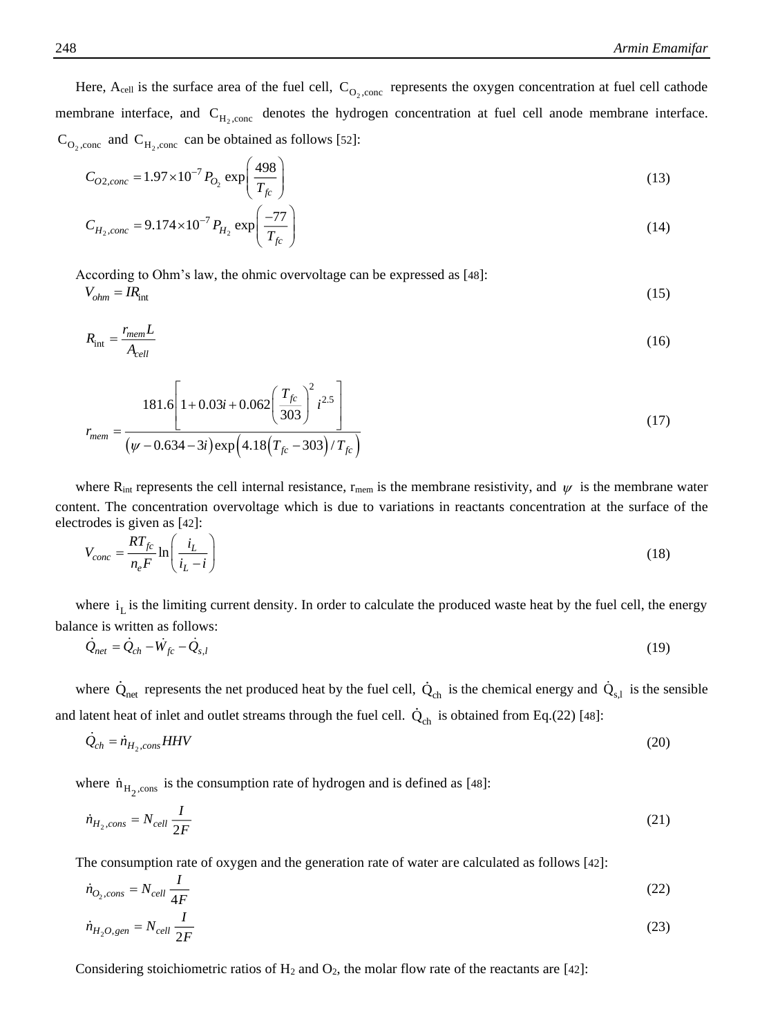Here, $A_{cell}$ is the surface area of the fuel cell, $C_{O_2,conc}$ represents the oxygen concentration at fuel cell cathode membrane interface, and $C_{H_2,conc}$ denotes the hydrogen concentration at fuel cell anode membrane interface. $C_{O_2,conc}$ and $C_{H_2,conc}$ can be obtained as follows [52]:

$$C_{O2,conc} = 1.97 \times 10^{-7} P_{O_2} \exp\left(\frac{498}{T_{fc}}\right) \tag{13}$$

$$C_{H_2,conc} = 9.174 \times 10^{-7} P_{H_2} \exp\left(\frac{-77}{T_{fc}}\right) \tag{14}$$

According to Ohm's law, the ohmic overvoltage can be expressed as [48]:

$$V_{ohm} = IR_{\text{int}} \tag{15}$$

$$R_{\text{int}} = \frac{r_{mem} L}{A_{cell}} \tag{16}$$

$$r_{mem} = \frac{181.6\left[1 + 0.03i + 0.062\left(\frac{T_{fc}}{303}\right)^2 i^{2.5}\right]}{\left(\psi - 0.634 - 3i\right)\exp\left(4.18\left(T_{fc} - 303\right)/T_{fc}\right)} \tag{17}$$

where $R_{int}$ represents the cell internal resistance, $r_{mem}$ is the membrane resistivity, and $\psi$ is the membrane water content. The concentration overvoltage which is due to variations in reactants concentration at the surface of the electrodes is given as [42]:

$$V_{conc} = \frac{RT_{fc}}{n_e F} \ln\left(\frac{i_L}{i_L - i}\right) \tag{18}$$

where $i_L$ is the limiting current density. In order to calculate the produced waste heat by the fuel cell, the energy balance is written as follows:

$$\dot{Q}_{net} = \dot{Q}_{ch} - \dot{W}_{fc} - \dot{Q}_{s,l} \tag{19}$$

where $\dot{Q}_{net}$ represents the net produced heat by the fuel cell, $\dot{Q}_{ch}$ is the chemical energy and $\dot{Q}_{s,l}$ is the sensible and latent heat of inlet and outlet streams through the fuel cell. $\dot{Q}_{ch}$ is obtained from Eq.(22) [48]:

$$\dot{Q}_{ch} = \dot{n}_{H_2,cons} HHV \tag{20}$$

where $\dot{n}_{H_2,cons}$ is the consumption rate of hydrogen and is defined as [48]:

$$\dot{n}_{H_2,cons} = N_{cell} \frac{I}{2F} \tag{21}$$

The consumption rate of oxygen and the generation rate of water are calculated as follows [42]:

$$\dot{n}_{O_2,cons} = N_{cell} \frac{I}{4F} \tag{22}$$

$$\dot{n}_{H_2O,gen} = N_{cell} \frac{I}{2F} \tag{23}$$

Considering stoichiometric ratios of $H_2$ and $O_2$, the molar flow rate of the reactants are [42]: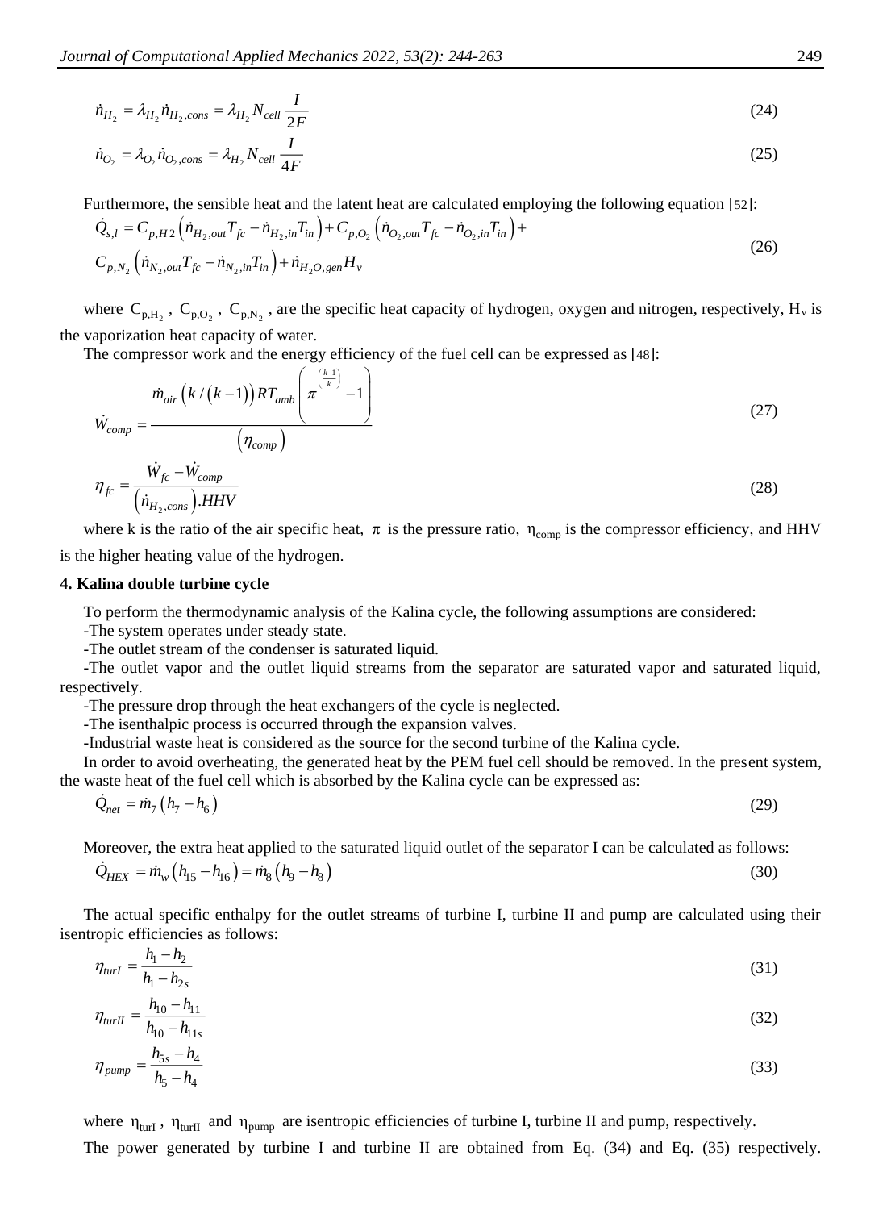$$\dot{n}_{H_2} = \lambda_{H_2}\dot{n}_{H_2,cons} = \lambda_{H_2} N_{cell}\frac{I}{2F} \tag{24}$$

$$\dot{n}_{O_2} = \lambda_{O_2}\dot{n}_{O_2,cons} = \lambda_{H_2} N_{cell}\frac{I}{4F} \tag{25}$$

Furthermore, the sensible heat and the latent heat are calculated employing the following equation [52]:

$$\dot{Q}_{s,l} = C_{p,H2}\left(\dot{n}_{H_2,out}T_{fc} - \dot{n}_{H_2,in}T_{in}\right) + C_{p,O_2}\left(\dot{n}_{O_2,out}T_{fc} - \dot{n}_{O_2,in}T_{in}\right) + C_{p,N_2}\left(\dot{n}_{N_2,out}T_{fc} - \dot{n}_{N_2,in}T_{in}\right) + \dot{n}_{H_2O,gen}H_v \tag{26}$$

where $C_{p,H_2}$, $C_{p,O_2}$, $C_{p,N_2}$, are the specific heat capacity of hydrogen, oxygen and nitrogen, respectively, $H_v$ is the vaporization heat capacity of water.

The compressor work and the energy efficiency of the fuel cell can be expressed as [48]:

$$\dot{W}_{comp} = \frac{\dot{m}_{air}\left(k/\left(k-1\right)\right)RT_{amb}\left(\pi^{\left(\frac{k-1}{k}\right)} - 1\right)}{\left(\eta_{comp}\right)} \tag{27}$$

$$\eta_{fc} = \frac{\dot{W}_{fc} - \dot{W}_{comp}}{\left(\dot{n}_{H_2,cons}\right).HHV} \tag{28}$$

where k is the ratio of the air specific heat, $\pi$ is the pressure ratio, $\eta_{comp}$ is the compressor efficiency, and HHV is the higher heating value of the hydrogen.

## 4. Kalina double turbine cycle

To perform the thermodynamic analysis of the Kalina cycle, the following assumptions are considered:

-The system operates under steady state.

-The outlet stream of the condenser is saturated liquid.

-The outlet vapor and the outlet liquid streams from the separator are saturated vapor and saturated liquid, respectively.

-The pressure drop through the heat exchangers of the cycle is neglected.

-The isenthalpic process is occurred through the expansion valves.

-Industrial waste heat is considered as the source for the second turbine of the Kalina cycle.

In order to avoid overheating, the generated heat by the PEM fuel cell should be removed. In the present system, the waste heat of the fuel cell which is absorbed by the Kalina cycle can be expressed as:

$$\dot{Q}_{net} = \dot{m}_7\left(h_7 - h_6\right) \tag{29}$$

Moreover, the extra heat applied to the saturated liquid outlet of the separator I can be calculated as follows:

$$\dot{Q}_{HEX} = \dot{m}_w\left(h_{15} - h_{16}\right) = \dot{m}_8\left(h_9 - h_8\right) \tag{30}$$

The actual specific enthalpy for the outlet streams of turbine I, turbine II and pump are calculated using their isentropic efficiencies as follows:

$$\eta_{turI} = \frac{h_1 - h_2}{h_1 - h_{2s}} \tag{31}$$

$$\eta_{turII} = \frac{h_{10} - h_{11}}{h_{10} - h_{11s}} \tag{32}$$

$$\eta_{pump} = \frac{h_{5s} - h_4}{h_5 - h_4} \tag{33}$$

where $\eta_{turI}$, $\eta_{turII}$ and $\eta_{pump}$ are isentropic efficiencies of turbine I, turbine II and pump, respectively.

The power generated by turbine I and turbine II are obtained from Eq. (34) and Eq. (35) respectively.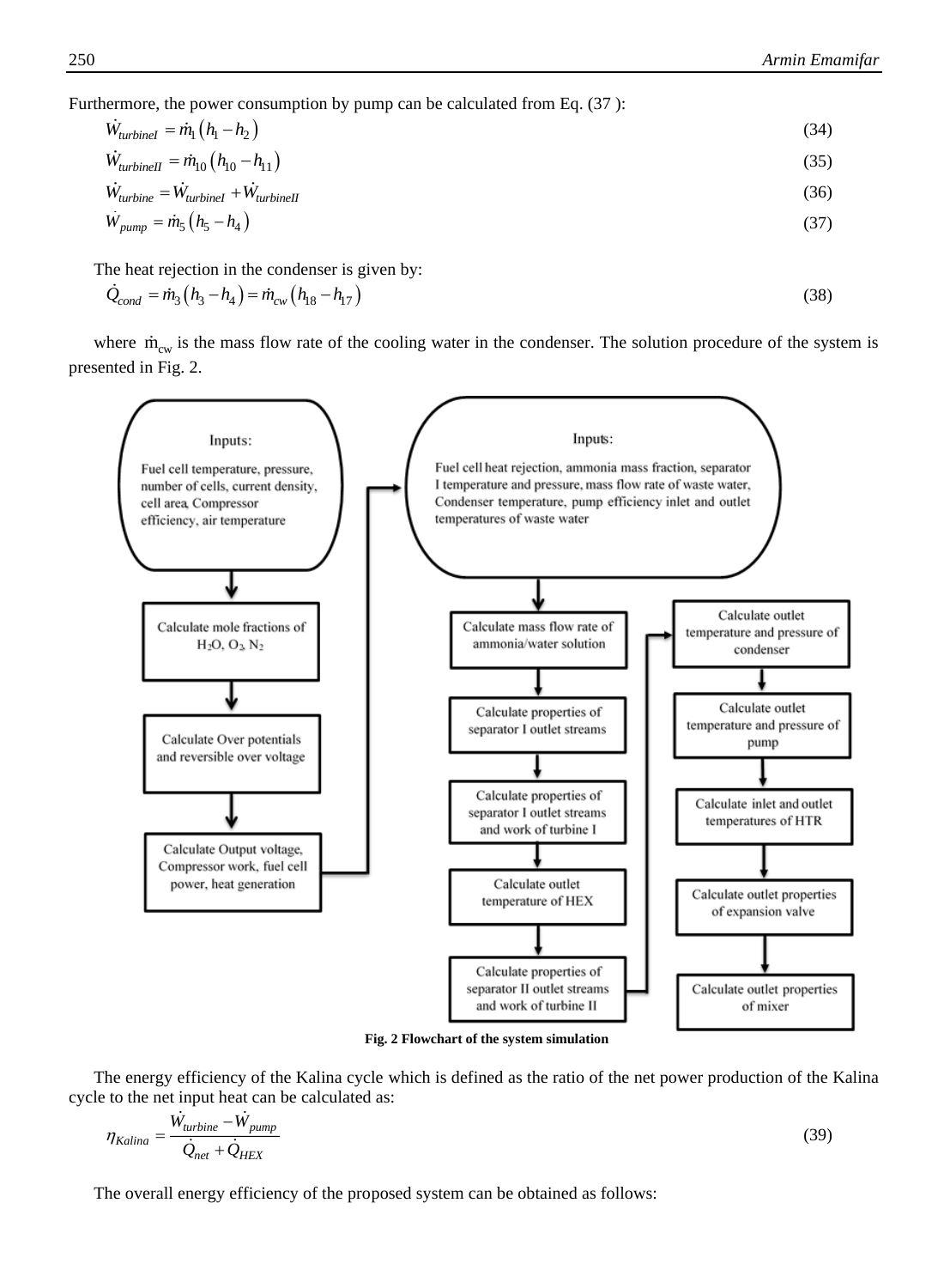Furthermore, the power consumption by pump can be calculated from Eq. (37 ):

$$\dot{W}_{turbineI} = \dot{m}_1 \left(h_1 - h_2\right) \tag{34}$$

$$\dot{W}_{turbineII} = \dot{m}_{10} \left(h_{10} - h_{11}\right) \tag{35}$$

$$\dot{W}_{turbine} = \dot{W}_{turbineI} + \dot{W}_{turbineII} \tag{36}$$

$$\dot{W}_{pump} = \dot{m}_5 \left(h_5 - h_4\right) \tag{37}$$

The heat rejection in the condenser is given by:

$$\dot{Q}_{cond} = \dot{m}_3 \left(h_3 - h_4\right) = \dot{m}_{cw} \left(h_{18} - h_{17}\right) \tag{38}$$

where $\dot{m}_{cw}$ is the mass flow rate of the cooling water in the condenser. The solution procedure of the system is presented in Fig. 2.

**Fig. 2 Flowchart of the system simulation**

The energy efficiency of the Kalina cycle which is defined as the ratio of the net power production of the Kalina cycle to the net input heat can be calculated as:

$$\eta_{Kalina} = \frac{\dot{W}_{turbine} - \dot{W}_{pump}}{\dot{Q}_{net} + \dot{Q}_{HEX}} \tag{39}$$

The overall energy efficiency of the proposed system can be obtained as follows: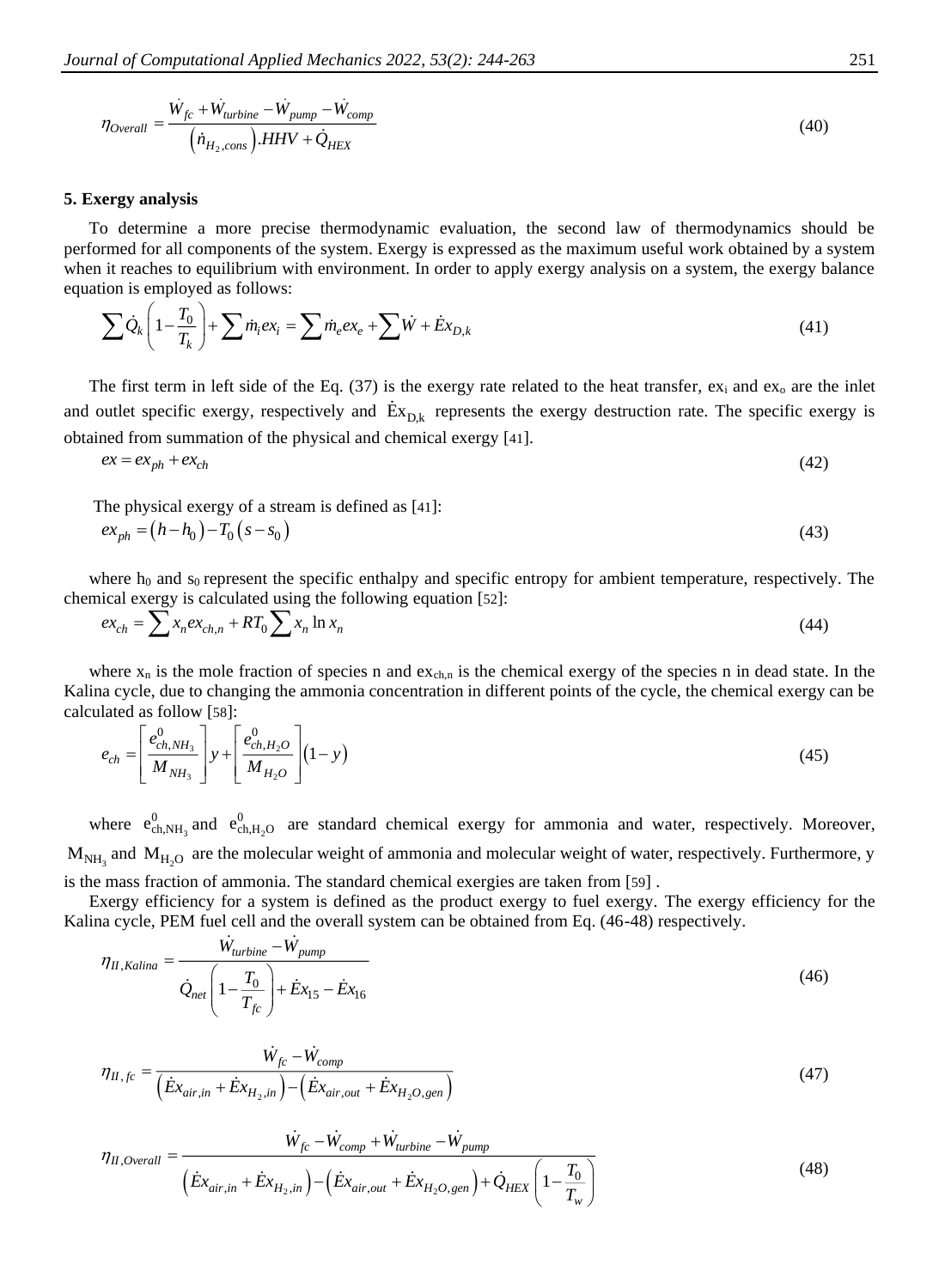$$\eta_{Overall} = \frac{\dot{W}_{fc} + \dot{W}_{turbine} - \dot{W}_{pump} - \dot{W}_{comp}}{\left(\dot{n}_{H_2,cons}\right).HHV + \dot{Q}_{HEX}} \tag{40}$$

## 5. Exergy analysis

To determine a more precise thermodynamic evaluation, the second law of thermodynamics should be performed for all components of the system. Exergy is expressed as the maximum useful work obtained by a system when it reaches to equilibrium with environment. In order to apply exergy analysis on a system, the exergy balance equation is employed as follows:

$$\sum \dot{Q}_k \left(1 - \frac{T_0}{T_k}\right) + \sum \dot{m}_i ex_i = \sum \dot{m}_e ex_e + \sum \dot{W} + \dot{E}x_{D,k} \tag{41}$$

The first term in left side of the Eq. (37) is the exergy rate related to the heat transfer, $ex_i$ and $ex_o$ are the inlet and outlet specific exergy, respectively and $\dot{E}x_{D,k}$ represents the exergy destruction rate. The specific exergy is obtained from summation of the physical and chemical exergy [41].

$$ex = ex_{ph} + ex_{ch} \tag{42}$$

The physical exergy of a stream is defined as [41]:

$$ex_{ph} = \left(h - h_0\right) - T_0\left(s - s_0\right) \tag{43}$$

where $h_0$ and $s_0$ represent the specific enthalpy and specific entropy for ambient temperature, respectively. The chemical exergy is calculated using the following equation [52]:

$$ex_{ch} = \sum x_n ex_{ch,n} + RT_0 \sum x_n \ln x_n \tag{44}$$

where $x_n$ is the mole fraction of species n and $ex_{ch,n}$ is the chemical exergy of the species n in dead state. In the Kalina cycle, due to changing the ammonia concentration in different points of the cycle, the chemical exergy can be calculated as follow [58]:

$$e_{ch} = \left[\frac{e^0_{ch,NH_3}}{M_{NH_3}}\right] y + \left[\frac{e^0_{ch,H_2O}}{M_{H_2O}}\right]\left(1 - y\right) \tag{45}$$

where $e^0_{ch,NH_3}$ and $e^0_{ch,H_2O}$ are standard chemical exergy for ammonia and water, respectively. Moreover, $M_{NH_3}$ and $M_{H_2O}$ are the molecular weight of ammonia and molecular weight of water, respectively. Furthermore, y is the mass fraction of ammonia. The standard chemical exergies are taken from [59] .

Exergy efficiency for a system is defined as the product exergy to fuel exergy. The exergy efficiency for the Kalina cycle, PEM fuel cell and the overall system can be obtained from Eq. (46-48) respectively.

$$\eta_{II,Kalina} = \frac{\dot{W}_{turbine} - \dot{W}_{pump}}{\dot{Q}_{net}\left(1 - \frac{T_0}{T_{fc}}\right) + \dot{E}x_{15} - \dot{E}x_{16}} \tag{46}$$

$$\eta_{II,fc} = \frac{\dot{W}_{fc} - \dot{W}_{comp}}{\left(\dot{E}x_{air,in} + \dot{E}x_{H_2,in}\right) - \left(\dot{E}x_{air,out} + \dot{E}x_{H_2O,gen}\right)} \tag{47}$$

$$\eta_{II,Overall} = \frac{\dot{W}_{fc} - \dot{W}_{comp} + \dot{W}_{turbine} - \dot{W}_{pump}}{\left(\dot{E}x_{air,in} + \dot{E}x_{H_2,in}\right) - \left(\dot{E}x_{air,out} + \dot{E}x_{H_2O,gen}\right) + \dot{Q}_{HEX}\left(1 - \frac{T_0}{T_w}\right)} \tag{48}$$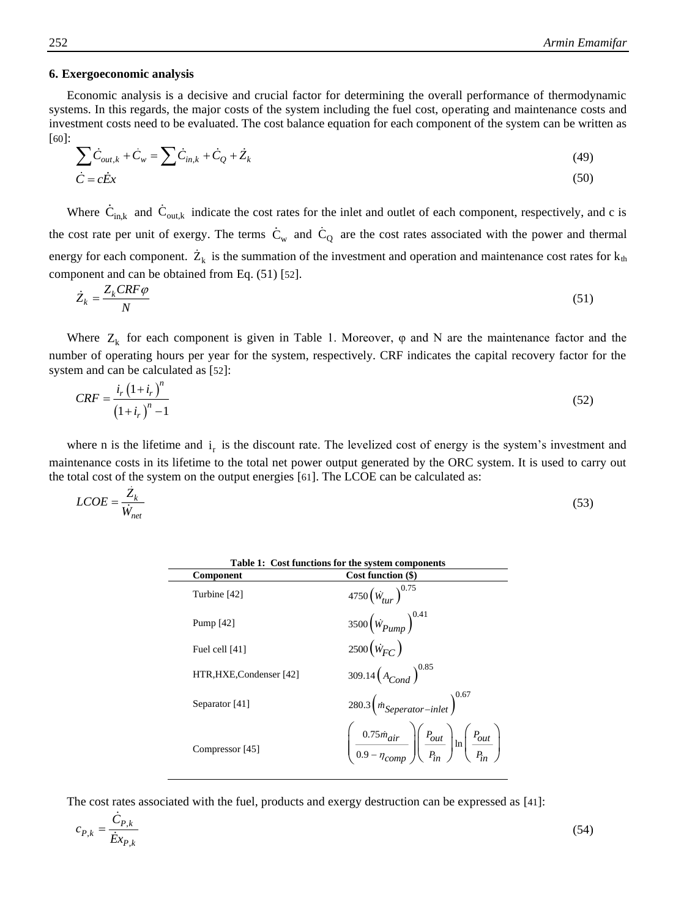### 6. Exergoeconomic analysis

Economic analysis is a decisive and crucial factor for determining the overall performance of thermodynamic systems. In this regards, the major costs of the system including the fuel cost, operating and maintenance costs and investment costs need to be evaluated. The cost balance equation for each component of the system can be written as [60]:

$$\sum \dot{C}_{out,k} + \dot{C}_w = \sum \dot{C}_{in,k} + \dot{C}_Q + \dot{Z}_k \tag{49}$$

$$\dot{C} = c\dot{E}x \tag{50}$$

Where $\dot{C}_{in,k}$ and $\dot{C}_{out,k}$ indicate the cost rates for the inlet and outlet of each component, respectively, and c is the cost rate per unit of exergy. The terms $\dot{C}_w$ and $\dot{C}_Q$ are the cost rates associated with the power and thermal energy for each component. $\dot{Z}_k$ is the summation of the investment and operation and maintenance cost rates for $k_{th}$ component and can be obtained from Eq. (51) [52].

$$\dot{Z}_k = \frac{Z_k CRF \varphi}{N} \tag{51}$$

Where $Z_k$ for each component is given in Table 1. Moreover, φ and N are the maintenance factor and the number of operating hours per year for the system, respectively. CRF indicates the capital recovery factor for the system and can be calculated as [52]:

$$CRF = \frac{i_r\left(1+i_r\right)^n}{\left(1+i_r\right)^n - 1} \tag{52}$$

where n is the lifetime and $i_r$ is the discount rate. The levelized cost of energy is the system's investment and maintenance costs in its lifetime to the total net power output generated by the ORC system. It is used to carry out the total cost of the system on the output energies [61]. The LCOE can be calculated as:

$$LCOE = \frac{\dot{Z}_k}{\dot{W}_{net}} \tag{53}$$

**Table 1: Cost functions for the system components**

| Component | Cost function ($) |
|---|---|
| Turbine [42] | $4750\left(\dot{W}_{tur}\right)^{0.75}$ |
| Pump [42] | $3500\left(\dot{W}_{Pump}\right)^{0.41}$ |
| Fuel cell [41] | $2500\left(\dot{W}_{FC}\right)$ |
| HTR,HXE,Condenser [42] | $309.14\left(A_{Cond}\right)^{0.85}$ |
| Separator [41] | $280.3\left(\dot{m}_{Seperator-inlet}\right)^{0.67}$ |
| Compressor [45] | $\left(\frac{0.75\dot{m}_{air}}{0.9-\eta_{comp}}\right)\left(\frac{P_{out}}{P_{in}}\right)\ln\left(\frac{P_{out}}{P_{in}}\right)$ |

The cost rates associated with the fuel, products and exergy destruction can be expressed as [41]:

$$c_{P,k} = \frac{\dot{C}_{P,k}}{\dot{E}x_{P,k}} \tag{54}$$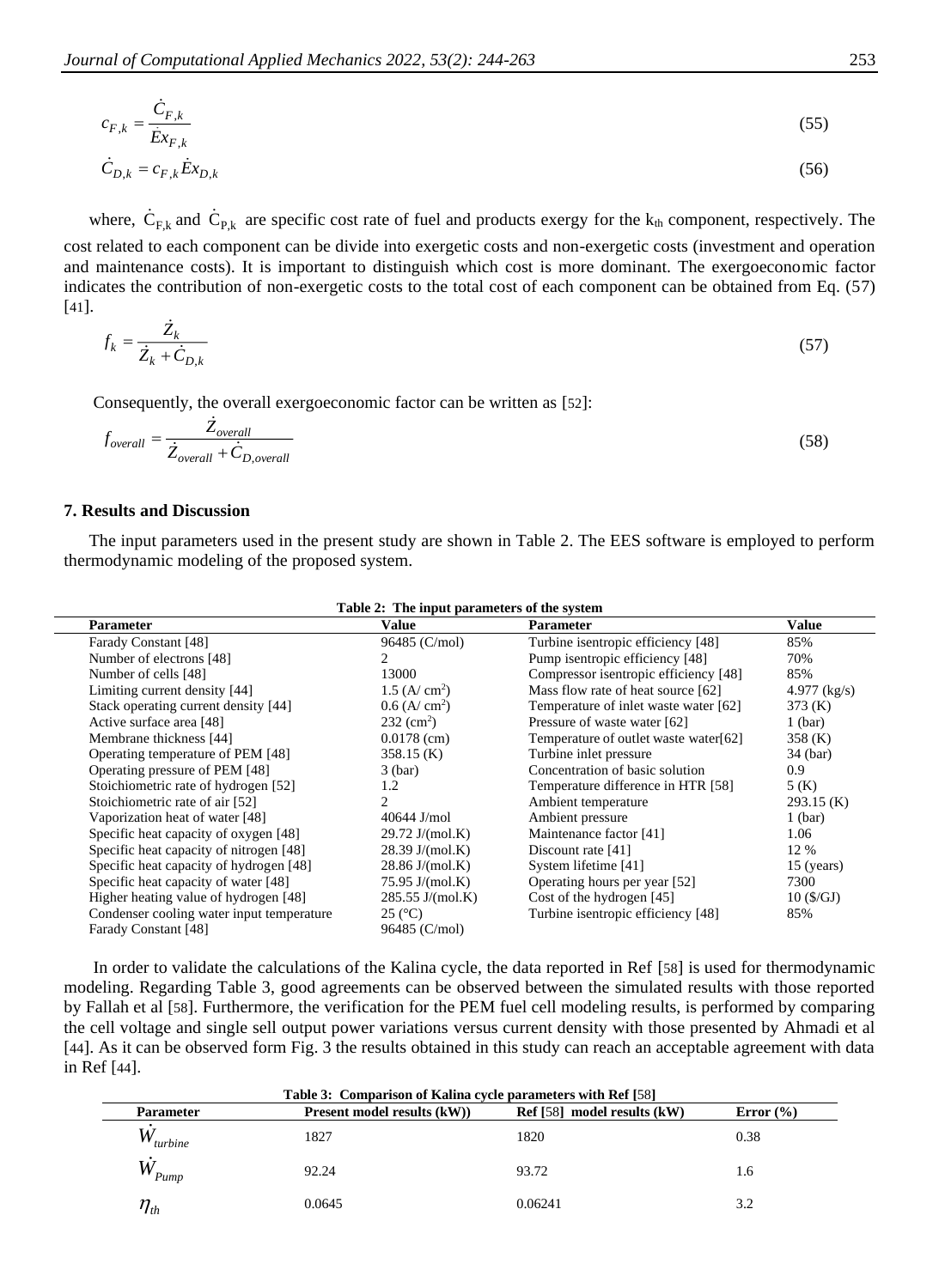$$c_{F,k} = \frac{\dot{C}_{F,k}}{\dot{E}x_{F,k}} \tag{55}$$

$$\dot{C}_{D,k} = c_{F,k}\dot{E}x_{D,k} \tag{56}$$

where, $\dot{C}_{F,k}$ and $\dot{C}_{P,k}$ are specific cost rate of fuel and products exergy for the $k_{th}$ component, respectively. The cost related to each component can be divide into exergetic costs and non-exergetic costs (investment and operation and maintenance costs). It is important to distinguish which cost is more dominant. The exergoeconomic factor indicates the contribution of non-exergetic costs to the total cost of each component can be obtained from Eq. (57) [41].

$$f_k = \frac{\dot{Z}_k}{\dot{Z}_k + \dot{C}_{D,k}} \tag{57}$$

Consequently, the overall exergoeconomic factor can be written as [52]:

$$f_{overall} = \frac{\dot{Z}_{overall}}{\dot{Z}_{overall} + \dot{C}_{D,overall}} \tag{58}$$

## 7. Results and Discussion

The input parameters used in the present study are shown in Table 2. The EES software is employed to perform thermodynamic modeling of the proposed system.

**Table 2: The input parameters of the system**

| Parameter | Value | Parameter | Value |
|---|---|---|---|
| Farady Constant [48] | 96485 (C/mol) | Turbine isentropic efficiency [48] | 85% |
| Number of electrons [48] | 2 | Pump isentropic efficiency [48] | 70% |
| Number of cells [48] | 13000 | Compressor isentropic efficiency [48] | 85% |
| Limiting current density [44] | 1.5 (A/ cm$^2$) | Mass flow rate of heat source [62] | 4.977 (kg/s) |
| Stack operating current density [44] | 0.6 (A/ cm$^2$) | Temperature of inlet waste water [62] | 373 (K) |
| Active surface area [48] | 232 (cm$^2$) | Pressure of waste water [62] | 1 (bar) |
| Membrane thickness [44] | 0.0178 (cm) | Temperature of outlet waste water[62] | 358 (K) |
| Operating temperature of PEM [48] | 358.15 (K) | Turbine inlet pressure | 34 (bar) |
| Operating pressure of PEM [48] | 3 (bar) | Concentration of basic solution | 0.9 |
| Stoichiometric rate of hydrogen [52] | 1.2 | Temperature difference in HTR [58] | 5 (K) |
| Stoichiometric rate of air [52] | 2 | Ambient temperature | 293.15 (K) |
| Vaporization heat of water [48] | 40644 J/mol | Ambient pressure | 1 (bar) |
| Specific heat capacity of oxygen [48] | 29.72 J/(mol.K) | Maintenance factor [41] | 1.06 |
| Specific heat capacity of nitrogen [48] | 28.39 J/(mol.K) | Discount rate [41] | 12 % |
| Specific heat capacity of hydrogen [48] | 28.86 J/(mol.K) | System lifetime [41] | 15 (years) |
| Specific heat capacity of water [48] | 75.95 J/(mol.K) | Operating hours per year [52] | 7300 |
| Higher heating value of hydrogen [48] | 285.55 J/(mol.K) | Cost of the hydrogen [45] | 10 ($/GJ) |
| Condenser cooling water input temperature | 25 (°C) | Turbine isentropic efficiency [48] | 85% |
| Farady Constant [48] | 96485 (C/mol) | | |

In order to validate the calculations of the Kalina cycle, the data reported in Ref [58] is used for thermodynamic modeling. Regarding Table 3, good agreements can be observed between the simulated results with those reported by Fallah et al [58]. Furthermore, the verification for the PEM fuel cell modeling results, is performed by comparing the cell voltage and single sell output power variations versus current density with those presented by Ahmadi et al [44]. As it can be observed form Fig. 3 the results obtained in this study can reach an acceptable agreement with data in Ref [44].

**Table 3: Comparison of Kalina cycle parameters with Ref [58]**

| Parameter | Present model results (kW)) | Ref [58] model results (kW) | Error (%) |
|---|---|---|---|
| $\dot{W}_{turbine}$ | 1827 | 1820 | 0.38 |
| $\dot{W}_{Pump}$ | 92.24 | 93.72 | 1.6 |
| $\eta_{th}$ | 0.0645 | 0.06241 | 3.2 |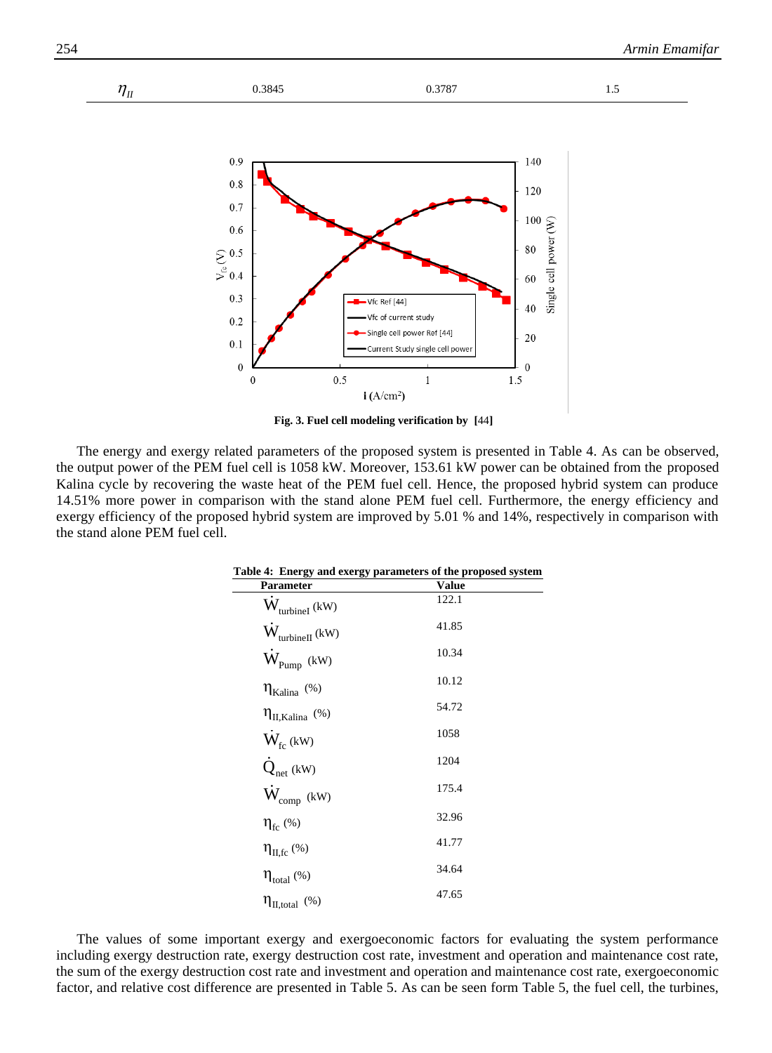| $\eta_{II}$ | 0.3845 | 0.3787 | 1.5 |
|---|---|---|---|

Fig. 3. Fuel cell modeling verification by [44]

The energy and exergy related parameters of the proposed system is presented in Table 4. As can be observed, the output power of the PEM fuel cell is 1058 kW. Moreover, 153.61 kW power can be obtained from the proposed Kalina cycle by recovering the waste heat of the PEM fuel cell. Hence, the proposed hybrid system can produce 14.51% more power in comparison with the stand alone PEM fuel cell. Furthermore, the energy efficiency and exergy efficiency of the proposed hybrid system are improved by 5.01 % and 14%, respectively in comparison with the stand alone PEM fuel cell.

**Table 4: Energy and exergy parameters of the proposed system**

| Parameter | Value |
|---|---|
| $\dot{W}_{turbineI}$ (kW) | 122.1 |
| $\dot{W}_{turbineII}$ (kW) | 41.85 |
| $\dot{W}_{Pump}$ (kW) | 10.34 |
| $\eta_{Kalina}$ (%) | 10.12 |
| $\eta_{II,Kalina}$ (%) | 54.72 |
| $\dot{W}_{fc}$ (kW) | 1058 |
| $\dot{Q}_{net}$ (kW) | 1204 |
| $\dot{W}_{comp}$ (kW) | 175.4 |
| $\eta_{fc}$ (%) | 32.96 |
| $\eta_{II,fc}$ (%) | 41.77 |
| $\eta_{total}$ (%) | 34.64 |
| $\eta_{II,total}$ (%) | 47.65 |

The values of some important exergy and exergoeconomic factors for evaluating the system performance including exergy destruction rate, exergy destruction cost rate, investment and operation and maintenance cost rate, the sum of the exergy destruction cost rate and investment and operation and maintenance cost rate, exergoeconomic factor, and relative cost difference are presented in Table 5. As can be seen form Table 5, the fuel cell, the turbines,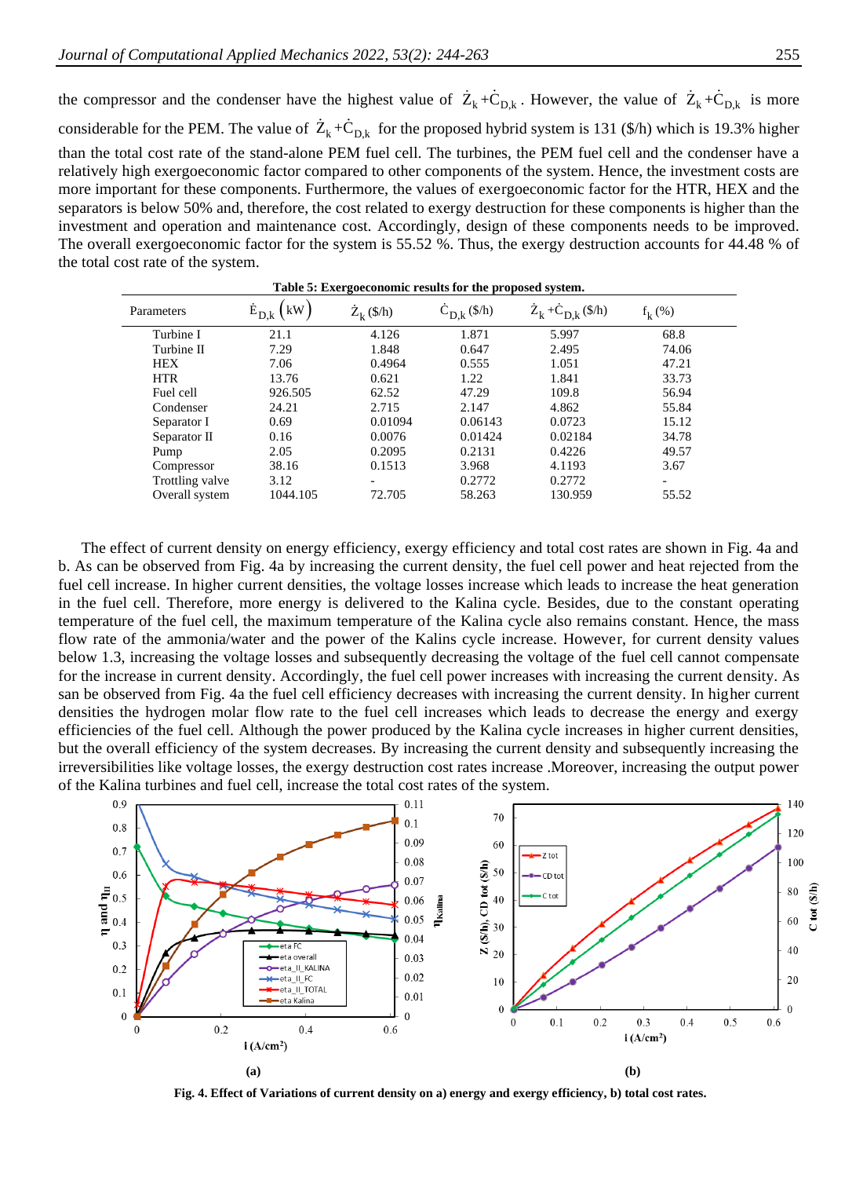the compressor and the condenser have the highest value of $\dot{Z}_k+\dot{C}_{D,k}$. However, the value of $\dot{Z}_k+\dot{C}_{D,k}$ is more considerable for the PEM. The value of $\dot{Z}_k+\dot{C}_{D,k}$ for the proposed hybrid system is 131 (\$/h) which is 19.3% higher than the total cost rate of the stand-alone PEM fuel cell. The turbines, the PEM fuel cell and the condenser have a relatively high exergoeconomic factor compared to other components of the system. Hence, the investment costs are more important for these components. Furthermore, the values of exergoeconomic factor for the HTR, HEX and the separators is below 50% and, therefore, the cost related to exergy destruction for these components is higher than the investment and operation and maintenance cost. Accordingly, design of these components needs to be improved. The overall exergoeconomic factor for the system is 55.52 %. Thus, the exergy destruction accounts for 44.48 % of the total cost rate of the system.

**Table 5: Exergoeconomic results for the proposed system.**

| Parameters | $\dot{E}_{D,k}$ (kW) | $\dot{Z}_k$ (\$/h) | $\dot{C}_{D,k}$ (\$/h) | $\dot{Z}_k+\dot{C}_{D,k}$ (\$/h) | $f_k$ (%) |
|---|---|---|---|---|---|
| Turbine I | 21.1 | 4.126 | 1.871 | 5.997 | 68.8 |
| Turbine II | 7.29 | 1.848 | 0.647 | 2.495 | 74.06 |
| HEX | 7.06 | 0.4964 | 0.555 | 1.051 | 47.21 |
| HTR | 13.76 | 0.621 | 1.22 | 1.841 | 33.73 |
| Fuel cell | 926.505 | 62.52 | 47.29 | 109.8 | 56.94 |
| Condenser | 24.21 | 2.715 | 2.147 | 4.862 | 55.84 |
| Separator I | 0.69 | 0.01094 | 0.06143 | 0.0723 | 15.12 |
| Separator II | 0.16 | 0.0076 | 0.01424 | 0.02184 | 34.78 |
| Pump | 2.05 | 0.2095 | 0.2131 | 0.4226 | 49.57 |
| Compressor | 38.16 | 0.1513 | 3.968 | 4.1193 | 3.67 |
| Trottling valve | 3.12 | - | 0.2772 | 0.2772 | - |
| Overall system | 1044.105 | 72.705 | 58.263 | 130.959 | 55.52 |

The effect of current density on energy efficiency, exergy efficiency and total cost rates are shown in Fig. 4a and b. As can be observed from Fig. 4a by increasing the current density, the fuel cell power and heat rejected from the fuel cell increase. In higher current densities, the voltage losses increase which leads to increase the heat generation in the fuel cell. Therefore, more energy is delivered to the Kalina cycle. Besides, due to the constant operating temperature of the fuel cell, the maximum temperature of the Kalina cycle also remains constant. Hence, the mass flow rate of the ammonia/water and the power of the Kalins cycle increase. However, for current density values below 1.3, increasing the voltage losses and subsequently decreasing the voltage of the fuel cell cannot compensate for the increase in current density. Accordingly, the fuel cell power increases with increasing the current density. As san be observed from Fig. 4a the fuel cell efficiency decreases with increasing the current density. In higher current densities the hydrogen molar flow rate to the fuel cell increases which leads to decrease the energy and exergy efficiencies of the fuel cell. Although the power produced by the Kalina cycle increases in higher current densities, but the overall efficiency of the system decreases. By increasing the current density and subsequently increasing the irreversibilities like voltage losses, the exergy destruction cost rates increase .Moreover, increasing the output power of the Kalina turbines and fuel cell, increase the total cost rates of the system.

**Fig. 4. Effect of Variations of current density on a) energy and exergy efficiency, b) total cost rates.**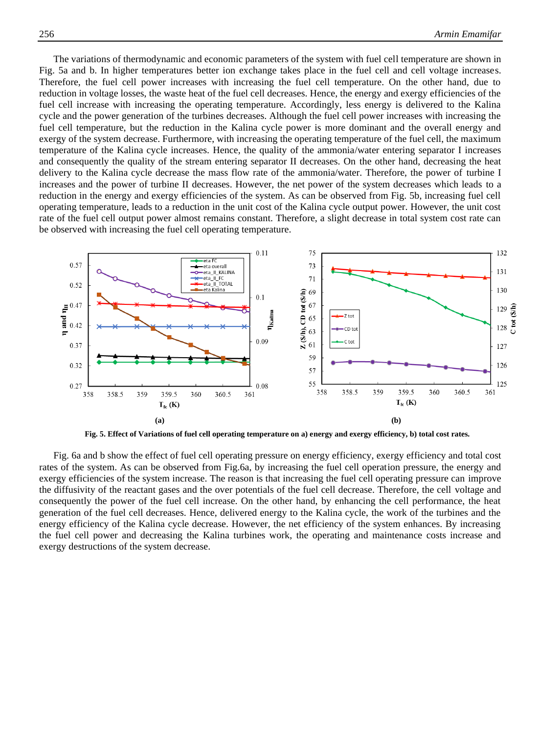The variations of thermodynamic and economic parameters of the system with fuel cell temperature are shown in Fig. 5a and b. In higher temperatures better ion exchange takes place in the fuel cell and cell voltage increases. Therefore, the fuel cell power increases with increasing the fuel cell temperature. On the other hand, due to reduction in voltage losses, the waste heat of the fuel cell decreases. Hence, the energy and exergy efficiencies of the fuel cell increase with increasing the operating temperature. Accordingly, less energy is delivered to the Kalina cycle and the power generation of the turbines decreases. Although the fuel cell power increases with increasing the fuel cell temperature, but the reduction in the Kalina cycle power is more dominant and the overall energy and exergy of the system decrease. Furthermore, with increasing the operating temperature of the fuel cell, the maximum temperature of the Kalina cycle increases. Hence, the quality of the ammonia/water entering separator I increases and consequently the quality of the stream entering separator II decreases. On the other hand, decreasing the heat delivery to the Kalina cycle decrease the mass flow rate of the ammonia/water. Therefore, the power of turbine I increases and the power of turbine II decreases. However, the net power of the system decreases which leads to a reduction in the energy and exergy efficiencies of the system. As can be observed from Fig. 5b, increasing fuel cell operating temperature, leads to a reduction in the unit cost of the Kalina cycle output power. However, the unit cost rate of the fuel cell output power almost remains constant. Therefore, a slight decrease in total system cost rate can be observed with increasing the fuel cell operating temperature.

**Fig. 5. Effect of Variations of fuel cell operating temperature on a) energy and exergy efficiency, b) total cost rates.**

Fig. 6a and b show the effect of fuel cell operating pressure on energy efficiency, exergy efficiency and total cost rates of the system. As can be observed from Fig.6a, by increasing the fuel cell operation pressure, the energy and exergy efficiencies of the system increase. The reason is that increasing the fuel cell operating pressure can improve the diffusivity of the reactant gases and the over potentials of the fuel cell decrease. Therefore, the cell voltage and consequently the power of the fuel cell increase. On the other hand, by enhancing the cell performance, the heat generation of the fuel cell decreases. Hence, delivered energy to the Kalina cycle, the work of the turbines and the energy efficiency of the Kalina cycle decrease. However, the net efficiency of the system enhances. By increasing the fuel cell power and decreasing the Kalina turbines work, the operating and maintenance costs increase and exergy destructions of the system decrease.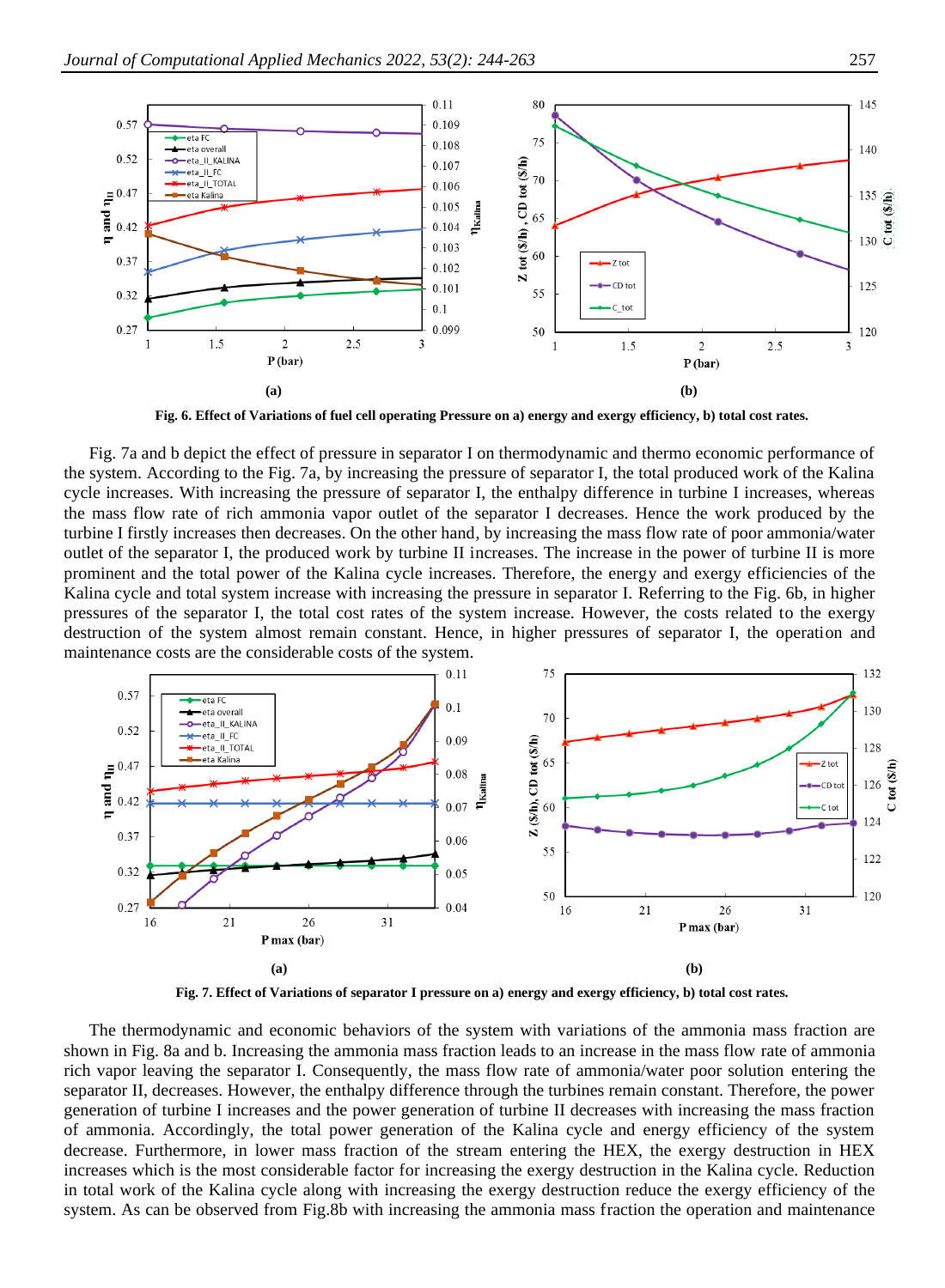Fig. 6. Effect of Variations of fuel cell operating Pressure on a) energy and exergy efficiency, b) total cost rates.

Fig. 7a and b depict the effect of pressure in separator I on thermodynamic and thermo economic performance of the system. According to the Fig. 7a, by increasing the pressure of separator I, the total produced work of the Kalina cycle increases. With increasing the pressure of separator I, the enthalpy difference in turbine I increases, whereas the mass flow rate of rich ammonia vapor outlet of the separator I decreases. Hence the work produced by the turbine I firstly increases then decreases. On the other hand, by increasing the mass flow rate of poor ammonia/water outlet of the separator I, the produced work by turbine II increases. The increase in the power of turbine II is more prominent and the total power of the Kalina cycle increases. Therefore, the energy and exergy efficiencies of the Kalina cycle and total system increase with increasing the pressure in separator I. Referring to the Fig. 6b, in higher pressures of the separator I, the total cost rates of the system increase. However, the costs related to the exergy destruction of the system almost remain constant. Hence, in higher pressures of separator I, the operation and maintenance costs are the considerable costs of the system.

Fig. 7. Effect of Variations of separator I pressure on a) energy and exergy efficiency, b) total cost rates.

The thermodynamic and economic behaviors of the system with variations of the ammonia mass fraction are shown in Fig. 8a and b. Increasing the ammonia mass fraction leads to an increase in the mass flow rate of ammonia rich vapor leaving the separator I. Consequently, the mass flow rate of ammonia/water poor solution entering the separator II, decreases. However, the enthalpy difference through the turbines remain constant. Therefore, the power generation of turbine I increases and the power generation of turbine II decreases with increasing the mass fraction of ammonia. Accordingly, the total power generation of the Kalina cycle and energy efficiency of the system decrease. Furthermore, in lower mass fraction of the stream entering the HEX, the exergy destruction in HEX increases which is the most considerable factor for increasing the exergy destruction in the Kalina cycle. Reduction in total work of the Kalina cycle along with increasing the exergy destruction reduce the exergy efficiency of the system. As can be observed from Fig.8b with increasing the ammonia mass fraction the operation and maintenance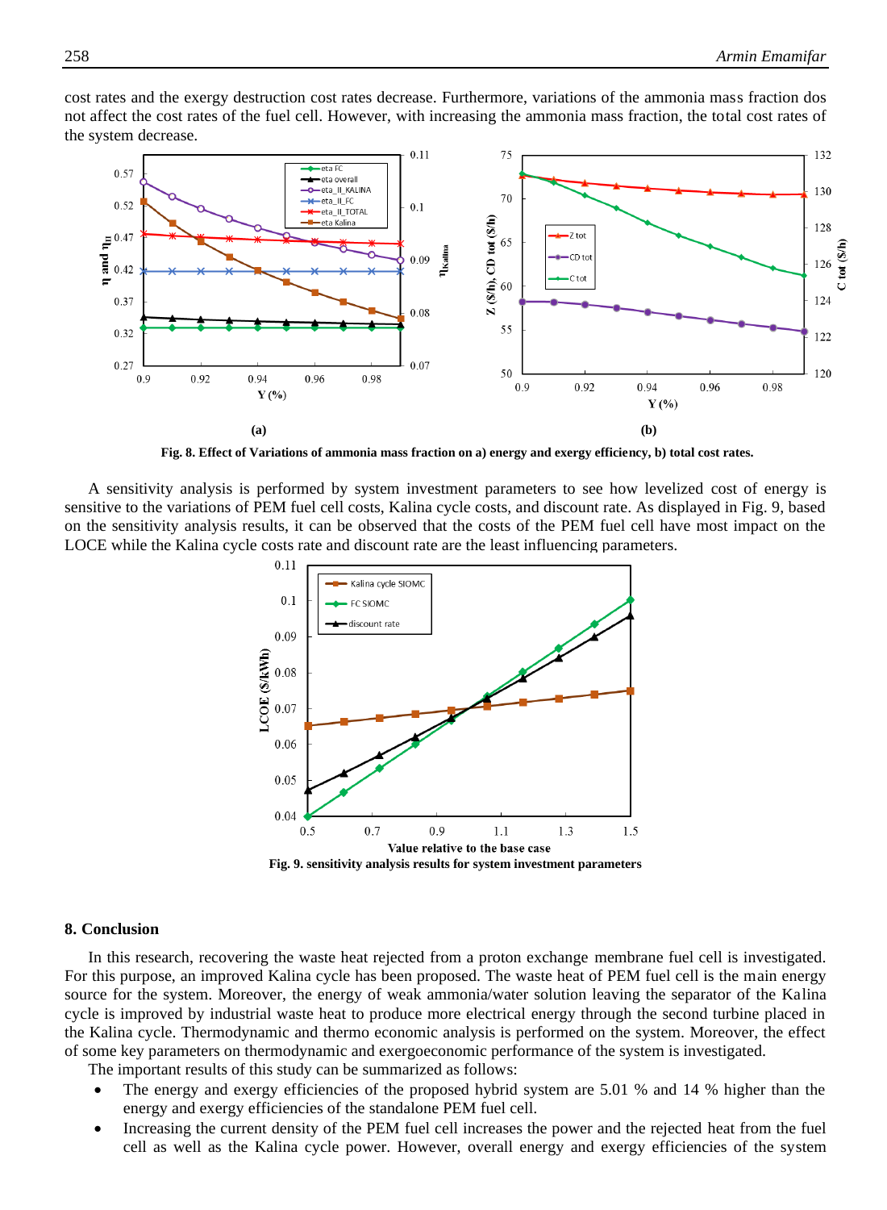cost rates and the exergy destruction cost rates decrease. Furthermore, variations of the ammonia mass fraction dos not affect the cost rates of the fuel cell. However, with increasing the ammonia mass fraction, the total cost rates of the system decrease.

**Fig. 8. Effect of Variations of ammonia mass fraction on a) energy and exergy efficiency, b) total cost rates.**

A sensitivity analysis is performed by system investment parameters to see how levelized cost of energy is sensitive to the variations of PEM fuel cell costs, Kalina cycle costs, and discount rate. As displayed in Fig. 9, based on the sensitivity analysis results, it can be observed that the costs of the PEM fuel cell have most impact on the LOCE while the Kalina cycle costs rate and discount rate are the least influencing parameters.

**Fig. 9. sensitivity analysis results for system investment parameters**

## 8. Conclusion

In this research, recovering the waste heat rejected from a proton exchange membrane fuel cell is investigated. For this purpose, an improved Kalina cycle has been proposed. The waste heat of PEM fuel cell is the main energy source for the system. Moreover, the energy of weak ammonia/water solution leaving the separator of the Kalina cycle is improved by industrial waste heat to produce more electrical energy through the second turbine placed in the Kalina cycle. Thermodynamic and thermo economic analysis is performed on the system. Moreover, the effect of some key parameters on thermodynamic and exergoeconomic performance of the system is investigated.

The important results of this study can be summarized as follows:

- The energy and exergy efficiencies of the proposed hybrid system are 5.01 % and 14 % higher than the energy and exergy efficiencies of the standalone PEM fuel cell.
- Increasing the current density of the PEM fuel cell increases the power and the rejected heat from the fuel cell as well as the Kalina cycle power. However, overall energy and exergy efficiencies of the system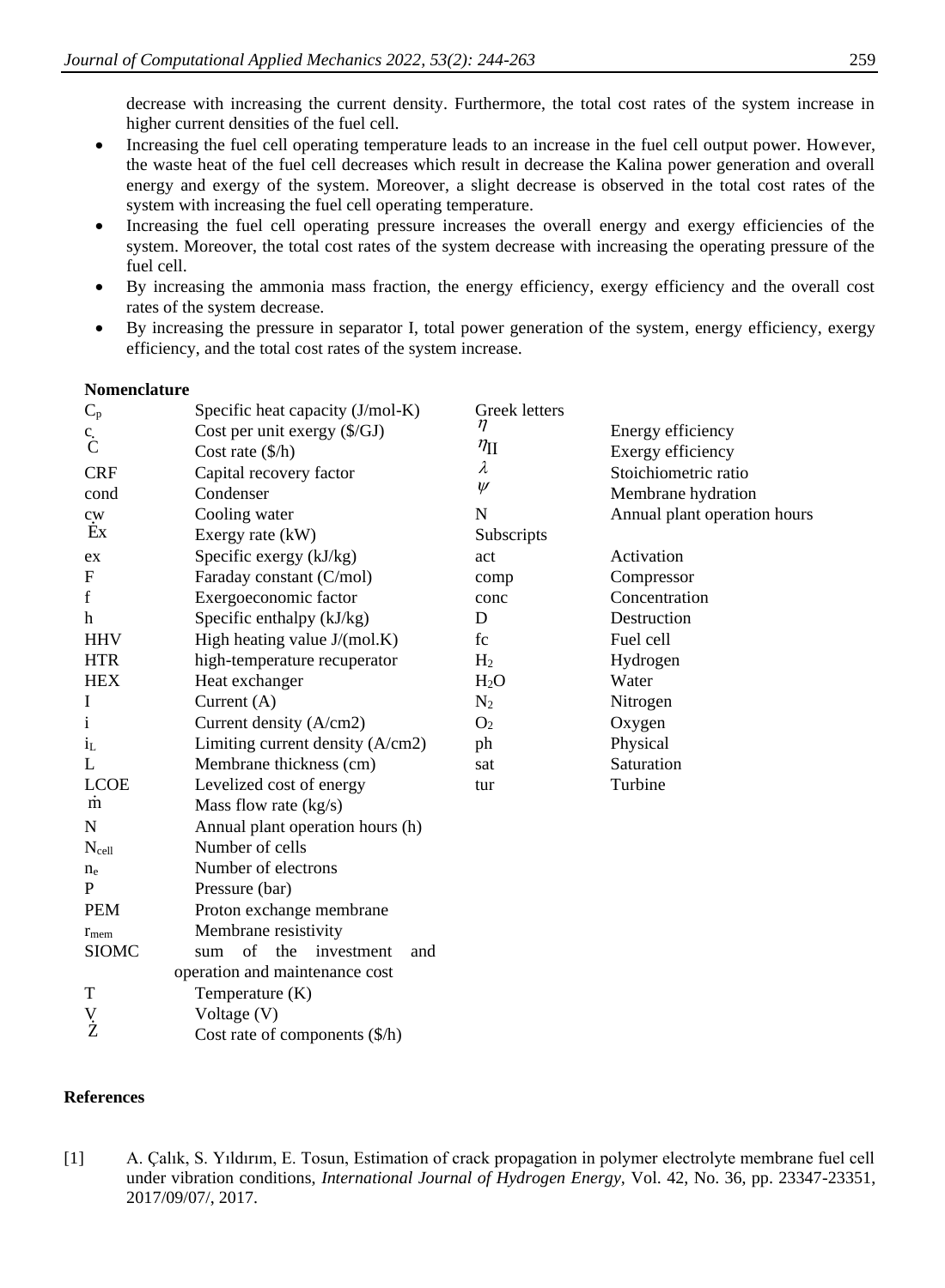decrease with increasing the current density. Furthermore, the total cost rates of the system increase in higher current densities of the fuel cell.

- Increasing the fuel cell operating temperature leads to an increase in the fuel cell output power. However, the waste heat of the fuel cell decreases which result in decrease the Kalina power generation and overall energy and exergy of the system. Moreover, a slight decrease is observed in the total cost rates of the system with increasing the fuel cell operating temperature.
- Increasing the fuel cell operating pressure increases the overall energy and exergy efficiencies of the system. Moreover, the total cost rates of the system decrease with increasing the operating pressure of the fuel cell.
- By increasing the ammonia mass fraction, the energy efficiency, exergy efficiency and the overall cost rates of the system decrease.
- By increasing the pressure in separator I, total power generation of the system, energy efficiency, exergy efficiency, and the total cost rates of the system increase.

**Nomenclature**

| | | | |
|---|---|---|---|
| $C_p$ | Specific heat capacity (J/mol-K) | Greek letters | |
| c | Cost per unit exergy ($/GJ) | $\eta$ | Energy efficiency |
| $\dot{C}$ | Cost rate ($/h) | $\eta_{II}$ | Exergy efficiency |
| CRF | Capital recovery factor | $\lambda$ | Stoichiometric ratio |
| cond | Condenser | $\psi$ | Membrane hydration |
| cw | Cooling water | N | Annual plant operation hours |
| $\dot{E}x$ | Exergy rate (kW) | Subscripts | |
| ex | Specific exergy (kJ/kg) | act | Activation |
| F | Faraday constant (C/mol) | comp | Compressor |
| f | Exergoeconomic factor | conc | Concentration |
| h | Specific enthalpy (kJ/kg) | D | Destruction |
| HHV | High heating value J/(mol.K) | fc | Fuel cell |
| HTR | high-temperature recuperator | $H_2$ | Hydrogen |
| HEX | Heat exchanger | $H_2O$ | Water |
| I | Current (A) | $N_2$ | Nitrogen |
| i | Current density (A/cm2) | $O_2$ | Oxygen |
| $i_L$ | Limiting current density (A/cm2) | ph | Physical |
| L | Membrane thickness (cm) | sat | Saturation |
| LCOE | Levelized cost of energy | tur | Turbine |
| $\dot{m}$ | Mass flow rate (kg/s) | | |
| N | Annual plant operation hours (h) | | |
| $N_{cell}$ | Number of cells | | |
| $n_e$ | Number of electrons | | |
| P | Pressure (bar) | | |
| PEM | Proton exchange membrane | | |
| $r_{mem}$ | Membrane resistivity | | |
| SIOMC | sum of the investment and operation and maintenance cost | | |
| T | Temperature (K) | | |
| V | Voltage (V) | | |
| $\dot{Z}$ | Cost rate of components ($/h) | | |

**References**

[1] A. Çalık, S. Yıldırım, E. Tosun, Estimation of crack propagation in polymer electrolyte membrane fuel cell under vibration conditions, *International Journal of Hydrogen Energy*, Vol. 42, No. 36, pp. 23347-23351, 2017/09/07/, 2017.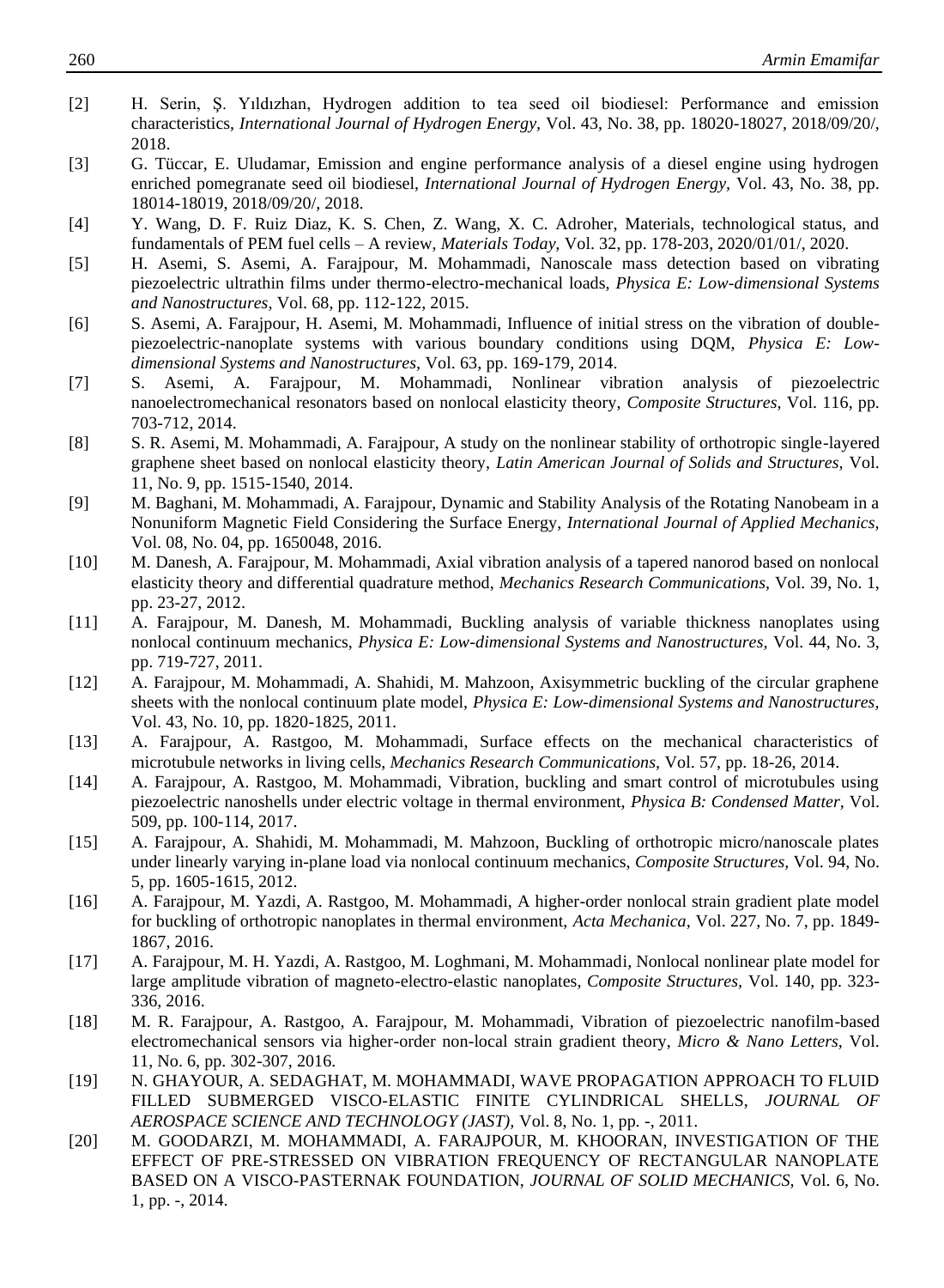[2] H. Serin, Ş. Yıldızhan, Hydrogen addition to tea seed oil biodiesel: Performance and emission characteristics, *International Journal of Hydrogen Energy*, Vol. 43, No. 38, pp. 18020-18027, 2018/09/20/, 2018.

[3] G. Tüccar, E. Uludamar, Emission and engine performance analysis of a diesel engine using hydrogen enriched pomegranate seed oil biodiesel, *International Journal of Hydrogen Energy*, Vol. 43, No. 38, pp. 18014-18019, 2018/09/20/, 2018.

[4] Y. Wang, D. F. Ruiz Diaz, K. S. Chen, Z. Wang, X. C. Adroher, Materials, technological status, and fundamentals of PEM fuel cells – A review, *Materials Today*, Vol. 32, pp. 178-203, 2020/01/01/, 2020.

[5] H. Asemi, S. Asemi, A. Farajpour, M. Mohammadi, Nanoscale mass detection based on vibrating piezoelectric ultrathin films under thermo-electro-mechanical loads, *Physica E: Low-dimensional Systems and Nanostructures*, Vol. 68, pp. 112-122, 2015.

[6] S. Asemi, A. Farajpour, H. Asemi, M. Mohammadi, Influence of initial stress on the vibration of double-piezoelectric-nanoplate systems with various boundary conditions using DQM, *Physica E: Low-dimensional Systems and Nanostructures*, Vol. 63, pp. 169-179, 2014.

[7] S. Asemi, A. Farajpour, M. Mohammadi, Nonlinear vibration analysis of piezoelectric nanoelectromechanical resonators based on nonlocal elasticity theory, *Composite Structures*, Vol. 116, pp. 703-712, 2014.

[8] S. R. Asemi, M. Mohammadi, A. Farajpour, A study on the nonlinear stability of orthotropic single-layered graphene sheet based on nonlocal elasticity theory, *Latin American Journal of Solids and Structures*, Vol. 11, No. 9, pp. 1515-1540, 2014.

[9] M. Baghani, M. Mohammadi, A. Farajpour, Dynamic and Stability Analysis of the Rotating Nanobeam in a Nonuniform Magnetic Field Considering the Surface Energy, *International Journal of Applied Mechanics*, Vol. 08, No. 04, pp. 1650048, 2016.

[10] M. Danesh, A. Farajpour, M. Mohammadi, Axial vibration analysis of a tapered nanorod based on nonlocal elasticity theory and differential quadrature method, *Mechanics Research Communications*, Vol. 39, No. 1, pp. 23-27, 2012.

[11] A. Farajpour, M. Danesh, M. Mohammadi, Buckling analysis of variable thickness nanoplates using nonlocal continuum mechanics, *Physica E: Low-dimensional Systems and Nanostructures*, Vol. 44, No. 3, pp. 719-727, 2011.

[12] A. Farajpour, M. Mohammadi, A. Shahidi, M. Mahzoon, Axisymmetric buckling of the circular graphene sheets with the nonlocal continuum plate model, *Physica E: Low-dimensional Systems and Nanostructures*, Vol. 43, No. 10, pp. 1820-1825, 2011.

[13] A. Farajpour, A. Rastgoo, M. Mohammadi, Surface effects on the mechanical characteristics of microtubule networks in living cells, *Mechanics Research Communications*, Vol. 57, pp. 18-26, 2014.

[14] A. Farajpour, A. Rastgoo, M. Mohammadi, Vibration, buckling and smart control of microtubules using piezoelectric nanoshells under electric voltage in thermal environment, *Physica B: Condensed Matter*, Vol. 509, pp. 100-114, 2017.

[15] A. Farajpour, A. Shahidi, M. Mohammadi, M. Mahzoon, Buckling of orthotropic micro/nanoscale plates under linearly varying in-plane load via nonlocal continuum mechanics, *Composite Structures*, Vol. 94, No. 5, pp. 1605-1615, 2012.

[16] A. Farajpour, M. Yazdi, A. Rastgoo, M. Mohammadi, A higher-order nonlocal strain gradient plate model for buckling of orthotropic nanoplates in thermal environment, *Acta Mechanica*, Vol. 227, No. 7, pp. 1849-1867, 2016.

[17] A. Farajpour, M. H. Yazdi, A. Rastgoo, M. Loghmani, M. Mohammadi, Nonlocal nonlinear plate model for large amplitude vibration of magneto-electro-elastic nanoplates, *Composite Structures*, Vol. 140, pp. 323-336, 2016.

[18] M. R. Farajpour, A. Rastgoo, A. Farajpour, M. Mohammadi, Vibration of piezoelectric nanofilm-based electromechanical sensors via higher-order non-local strain gradient theory, *Micro & Nano Letters*, Vol. 11, No. 6, pp. 302-307, 2016.

[19] N. GHAYOUR, A. SEDAGHAT, M. MOHAMMADI, WAVE PROPAGATION APPROACH TO FLUID FILLED SUBMERGED VISCO-ELASTIC FINITE CYLINDRICAL SHELLS, *JOURNAL OF AEROSPACE SCIENCE AND TECHNOLOGY (JAST)*, Vol. 8, No. 1, pp. -, 2011.

[20] M. GOODARZI, M. MOHAMMADI, A. FARAJPOUR, M. KHOORAN, INVESTIGATION OF THE EFFECT OF PRE-STRESSED ON VIBRATION FREQUENCY OF RECTANGULAR NANOPLATE BASED ON A VISCO-PASTERNAK FOUNDATION, *JOURNAL OF SOLID MECHANICS*, Vol. 6, No. 1, pp. -, 2014.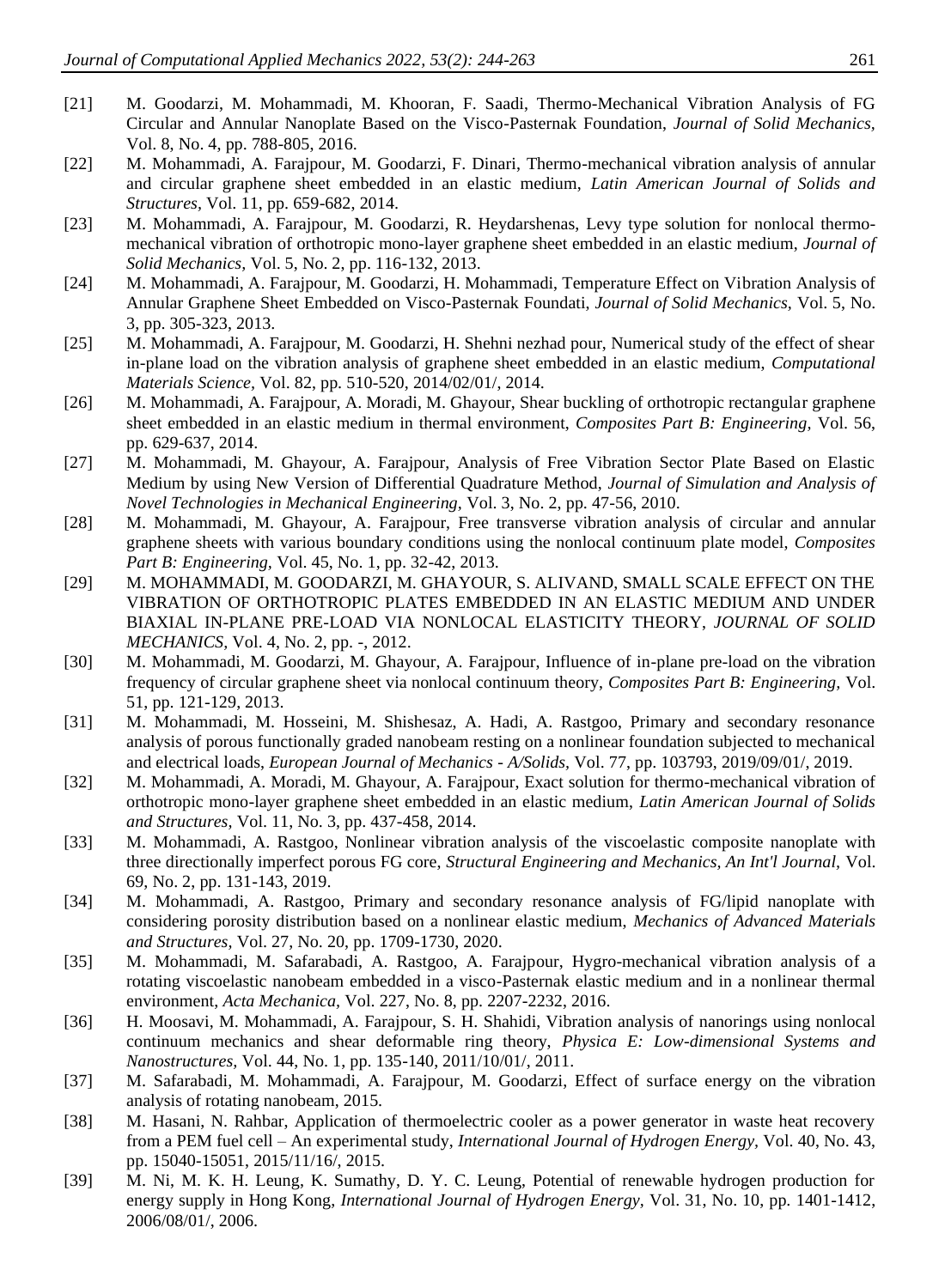[21] M. Goodarzi, M. Mohammadi, M. Khooran, F. Saadi, Thermo-Mechanical Vibration Analysis of FG Circular and Annular Nanoplate Based on the Visco-Pasternak Foundation, *Journal of Solid Mechanics*, Vol. 8, No. 4, pp. 788-805, 2016.

[22] M. Mohammadi, A. Farajpour, M. Goodarzi, F. Dinari, Thermo-mechanical vibration analysis of annular and circular graphene sheet embedded in an elastic medium, *Latin American Journal of Solids and Structures*, Vol. 11, pp. 659-682, 2014.

[23] M. Mohammadi, A. Farajpour, M. Goodarzi, R. Heydarshenas, Levy type solution for nonlocal thermo-mechanical vibration of orthotropic mono-layer graphene sheet embedded in an elastic medium, *Journal of Solid Mechanics*, Vol. 5, No. 2, pp. 116-132, 2013.

[24] M. Mohammadi, A. Farajpour, M. Goodarzi, H. Mohammadi, Temperature Effect on Vibration Analysis of Annular Graphene Sheet Embedded on Visco-Pasternak Foundati, *Journal of Solid Mechanics*, Vol. 5, No. 3, pp. 305-323, 2013.

[25] M. Mohammadi, A. Farajpour, M. Goodarzi, H. Shehni nezhad pour, Numerical study of the effect of shear in-plane load on the vibration analysis of graphene sheet embedded in an elastic medium, *Computational Materials Science*, Vol. 82, pp. 510-520, 2014/02/01/, 2014.

[26] M. Mohammadi, A. Farajpour, A. Moradi, M. Ghayour, Shear buckling of orthotropic rectangular graphene sheet embedded in an elastic medium in thermal environment, *Composites Part B: Engineering*, Vol. 56, pp. 629-637, 2014.

[27] M. Mohammadi, M. Ghayour, A. Farajpour, Analysis of Free Vibration Sector Plate Based on Elastic Medium by using New Version of Differential Quadrature Method, *Journal of Simulation and Analysis of Novel Technologies in Mechanical Engineering*, Vol. 3, No. 2, pp. 47-56, 2010.

[28] M. Mohammadi, M. Ghayour, A. Farajpour, Free transverse vibration analysis of circular and annular graphene sheets with various boundary conditions using the nonlocal continuum plate model, *Composites Part B: Engineering*, Vol. 45, No. 1, pp. 32-42, 2013.

[29] M. MOHAMMADI, M. GOODARZI, M. GHAYOUR, S. ALIVAND, SMALL SCALE EFFECT ON THE VIBRATION OF ORTHOTROPIC PLATES EMBEDDED IN AN ELASTIC MEDIUM AND UNDER BIAXIAL IN-PLANE PRE-LOAD VIA NONLOCAL ELASTICITY THEORY, *JOURNAL OF SOLID MECHANICS*, Vol. 4, No. 2, pp. -, 2012.

[30] M. Mohammadi, M. Goodarzi, M. Ghayour, A. Farajpour, Influence of in-plane pre-load on the vibration frequency of circular graphene sheet via nonlocal continuum theory, *Composites Part B: Engineering*, Vol. 51, pp. 121-129, 2013.

[31] M. Mohammadi, M. Hosseini, M. Shishesaz, A. Hadi, A. Rastgoo, Primary and secondary resonance analysis of porous functionally graded nanobeam resting on a nonlinear foundation subjected to mechanical and electrical loads, *European Journal of Mechanics - A/Solids*, Vol. 77, pp. 103793, 2019/09/01/, 2019.

[32] M. Mohammadi, A. Moradi, M. Ghayour, A. Farajpour, Exact solution for thermo-mechanical vibration of orthotropic mono-layer graphene sheet embedded in an elastic medium, *Latin American Journal of Solids and Structures*, Vol. 11, No. 3, pp. 437-458, 2014.

[33] M. Mohammadi, A. Rastgoo, Nonlinear vibration analysis of the viscoelastic composite nanoplate with three directionally imperfect porous FG core, *Structural Engineering and Mechanics, An Int'l Journal*, Vol. 69, No. 2, pp. 131-143, 2019.

[34] M. Mohammadi, A. Rastgoo, Primary and secondary resonance analysis of FG/lipid nanoplate with considering porosity distribution based on a nonlinear elastic medium, *Mechanics of Advanced Materials and Structures*, Vol. 27, No. 20, pp. 1709-1730, 2020.

[35] M. Mohammadi, M. Safarabadi, A. Rastgoo, A. Farajpour, Hygro-mechanical vibration analysis of a rotating viscoelastic nanobeam embedded in a visco-Pasternak elastic medium and in a nonlinear thermal environment, *Acta Mechanica*, Vol. 227, No. 8, pp. 2207-2232, 2016.

[36] H. Moosavi, M. Mohammadi, A. Farajpour, S. H. Shahidi, Vibration analysis of nanorings using nonlocal continuum mechanics and shear deformable ring theory, *Physica E: Low-dimensional Systems and Nanostructures*, Vol. 44, No. 1, pp. 135-140, 2011/10/01/, 2011.

[37] M. Safarabadi, M. Mohammadi, A. Farajpour, M. Goodarzi, Effect of surface energy on the vibration analysis of rotating nanobeam, 2015.

[38] M. Hasani, N. Rahbar, Application of thermoelectric cooler as a power generator in waste heat recovery from a PEM fuel cell – An experimental study, *International Journal of Hydrogen Energy*, Vol. 40, No. 43, pp. 15040-15051, 2015/11/16/, 2015.

[39] M. Ni, M. K. H. Leung, K. Sumathy, D. Y. C. Leung, Potential of renewable hydrogen production for energy supply in Hong Kong, *International Journal of Hydrogen Energy*, Vol. 31, No. 10, pp. 1401-1412, 2006/08/01/, 2006.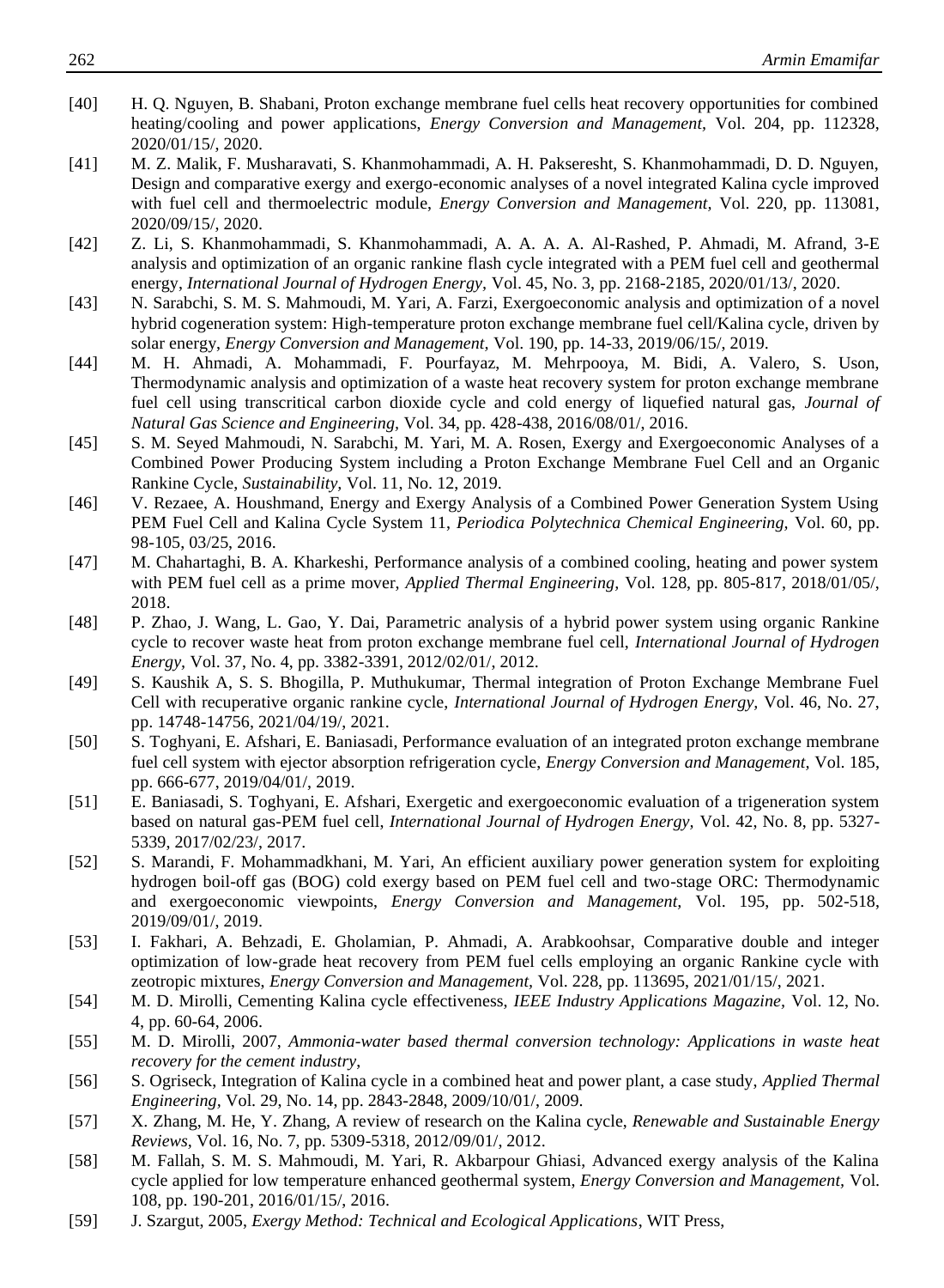[40] H. Q. Nguyen, B. Shabani, Proton exchange membrane fuel cells heat recovery opportunities for combined heating/cooling and power applications, *Energy Conversion and Management,* Vol. 204, pp. 112328, 2020/01/15/, 2020.

[41] M. Z. Malik, F. Musharavati, S. Khanmohammadi, A. H. Pakseresht, S. Khanmohammadi, D. D. Nguyen, Design and comparative exergy and exergo-economic analyses of a novel integrated Kalina cycle improved with fuel cell and thermoelectric module, *Energy Conversion and Management,* Vol. 220, pp. 113081, 2020/09/15/, 2020.

[42] Z. Li, S. Khanmohammadi, S. Khanmohammadi, A. A. A. A. Al-Rashed, P. Ahmadi, M. Afrand, 3-E analysis and optimization of an organic rankine flash cycle integrated with a PEM fuel cell and geothermal energy, *International Journal of Hydrogen Energy,* Vol. 45, No. 3, pp. 2168-2185, 2020/01/13/, 2020.

[43] N. Sarabchi, S. M. S. Mahmoudi, M. Yari, A. Farzi, Exergoeconomic analysis and optimization of a novel hybrid cogeneration system: High-temperature proton exchange membrane fuel cell/Kalina cycle, driven by solar energy, *Energy Conversion and Management,* Vol. 190, pp. 14-33, 2019/06/15/, 2019.

[44] M. H. Ahmadi, A. Mohammadi, F. Pourfayaz, M. Mehrpooya, M. Bidi, A. Valero, S. Uson, Thermodynamic analysis and optimization of a waste heat recovery system for proton exchange membrane fuel cell using transcritical carbon dioxide cycle and cold energy of liquefied natural gas, *Journal of Natural Gas Science and Engineering,* Vol. 34, pp. 428-438, 2016/08/01/, 2016.

[45] S. M. Seyed Mahmoudi, N. Sarabchi, M. Yari, M. A. Rosen, Exergy and Exergoeconomic Analyses of a Combined Power Producing System including a Proton Exchange Membrane Fuel Cell and an Organic Rankine Cycle, *Sustainability,* Vol. 11, No. 12, 2019.

[46] V. Rezaee, A. Houshmand, Energy and Exergy Analysis of a Combined Power Generation System Using PEM Fuel Cell and Kalina Cycle System 11, *Periodica Polytechnica Chemical Engineering,* Vol. 60, pp. 98-105, 03/25, 2016.

[47] M. Chahartaghi, B. A. Kharkeshi, Performance analysis of a combined cooling, heating and power system with PEM fuel cell as a prime mover, *Applied Thermal Engineering,* Vol. 128, pp. 805-817, 2018/01/05/, 2018.

[48] P. Zhao, J. Wang, L. Gao, Y. Dai, Parametric analysis of a hybrid power system using organic Rankine cycle to recover waste heat from proton exchange membrane fuel cell, *International Journal of Hydrogen Energy,* Vol. 37, No. 4, pp. 3382-3391, 2012/02/01/, 2012.

[49] S. Kaushik A, S. S. Bhogilla, P. Muthukumar, Thermal integration of Proton Exchange Membrane Fuel Cell with recuperative organic rankine cycle, *International Journal of Hydrogen Energy,* Vol. 46, No. 27, pp. 14748-14756, 2021/04/19/, 2021.

[50] S. Toghyani, E. Afshari, E. Baniasadi, Performance evaluation of an integrated proton exchange membrane fuel cell system with ejector absorption refrigeration cycle, *Energy Conversion and Management,* Vol. 185, pp. 666-677, 2019/04/01/, 2019.

[51] E. Baniasadi, S. Toghyani, E. Afshari, Exergetic and exergoeconomic evaluation of a trigeneration system based on natural gas-PEM fuel cell, *International Journal of Hydrogen Energy,* Vol. 42, No. 8, pp. 5327-5339, 2017/02/23/, 2017.

[52] S. Marandi, F. Mohammadkhani, M. Yari, An efficient auxiliary power generation system for exploiting hydrogen boil-off gas (BOG) cold exergy based on PEM fuel cell and two-stage ORC: Thermodynamic and exergoeconomic viewpoints, *Energy Conversion and Management,* Vol. 195, pp. 502-518, 2019/09/01/, 2019.

[53] I. Fakhari, A. Behzadi, E. Gholamian, P. Ahmadi, A. Arabkoohsar, Comparative double and integer optimization of low-grade heat recovery from PEM fuel cells employing an organic Rankine cycle with zeotropic mixtures, *Energy Conversion and Management,* Vol. 228, pp. 113695, 2021/01/15/, 2021.

[54] M. D. Mirolli, Cementing Kalina cycle effectiveness, *IEEE Industry Applications Magazine,* Vol. 12, No. 4, pp. 60-64, 2006.

[55] M. D. Mirolli, 2007, *Ammonia-water based thermal conversion technology: Applications in waste heat recovery for the cement industry*,

[56] S. Ogriseck, Integration of Kalina cycle in a combined heat and power plant, a case study, *Applied Thermal Engineering,* Vol. 29, No. 14, pp. 2843-2848, 2009/10/01/, 2009.

[57] X. Zhang, M. He, Y. Zhang, A review of research on the Kalina cycle, *Renewable and Sustainable Energy Reviews,* Vol. 16, No. 7, pp. 5309-5318, 2012/09/01/, 2012.

[58] M. Fallah, S. M. S. Mahmoudi, M. Yari, R. Akbarpour Ghiasi, Advanced exergy analysis of the Kalina cycle applied for low temperature enhanced geothermal system, *Energy Conversion and Management,* Vol. 108, pp. 190-201, 2016/01/15/, 2016.

[59] J. Szargut, 2005, *Exergy Method: Technical and Ecological Applications*, WIT Press,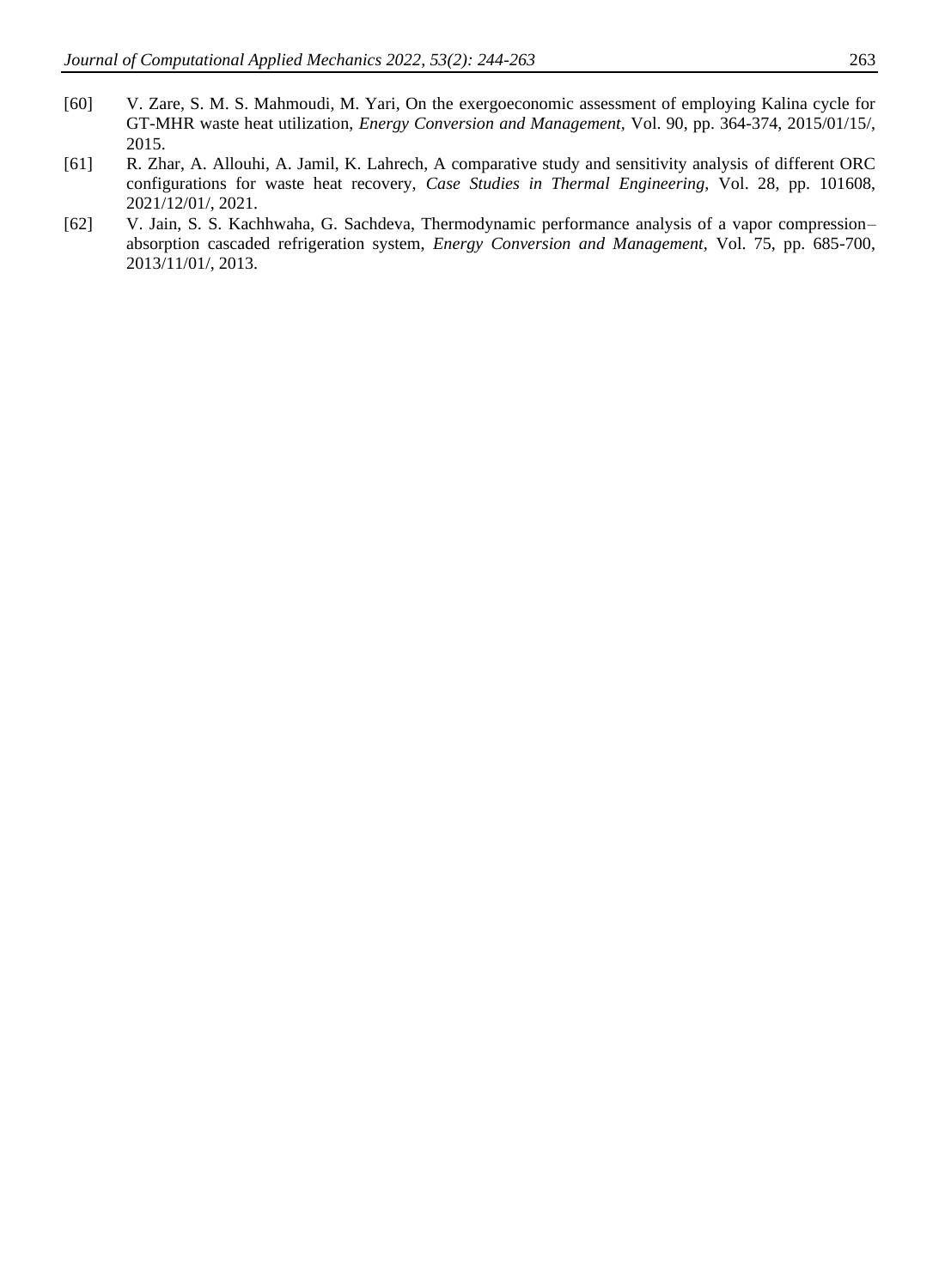[60] V. Zare, S. M. S. Mahmoudi, M. Yari, On the exergoeconomic assessment of employing Kalina cycle for GT-MHR waste heat utilization, *Energy Conversion and Management*, Vol. 90, pp. 364-374, 2015/01/15/, 2015.

[61] R. Zhar, A. Allouhi, A. Jamil, K. Lahrech, A comparative study and sensitivity analysis of different ORC configurations for waste heat recovery, *Case Studies in Thermal Engineering*, Vol. 28, pp. 101608, 2021/12/01/, 2021.

[62] V. Jain, S. S. Kachhwaha, G. Sachdeva, Thermodynamic performance analysis of a vapor compression–absorption cascaded refrigeration system, *Energy Conversion and Management*, Vol. 75, pp. 685-700, 2013/11/01/, 2013.